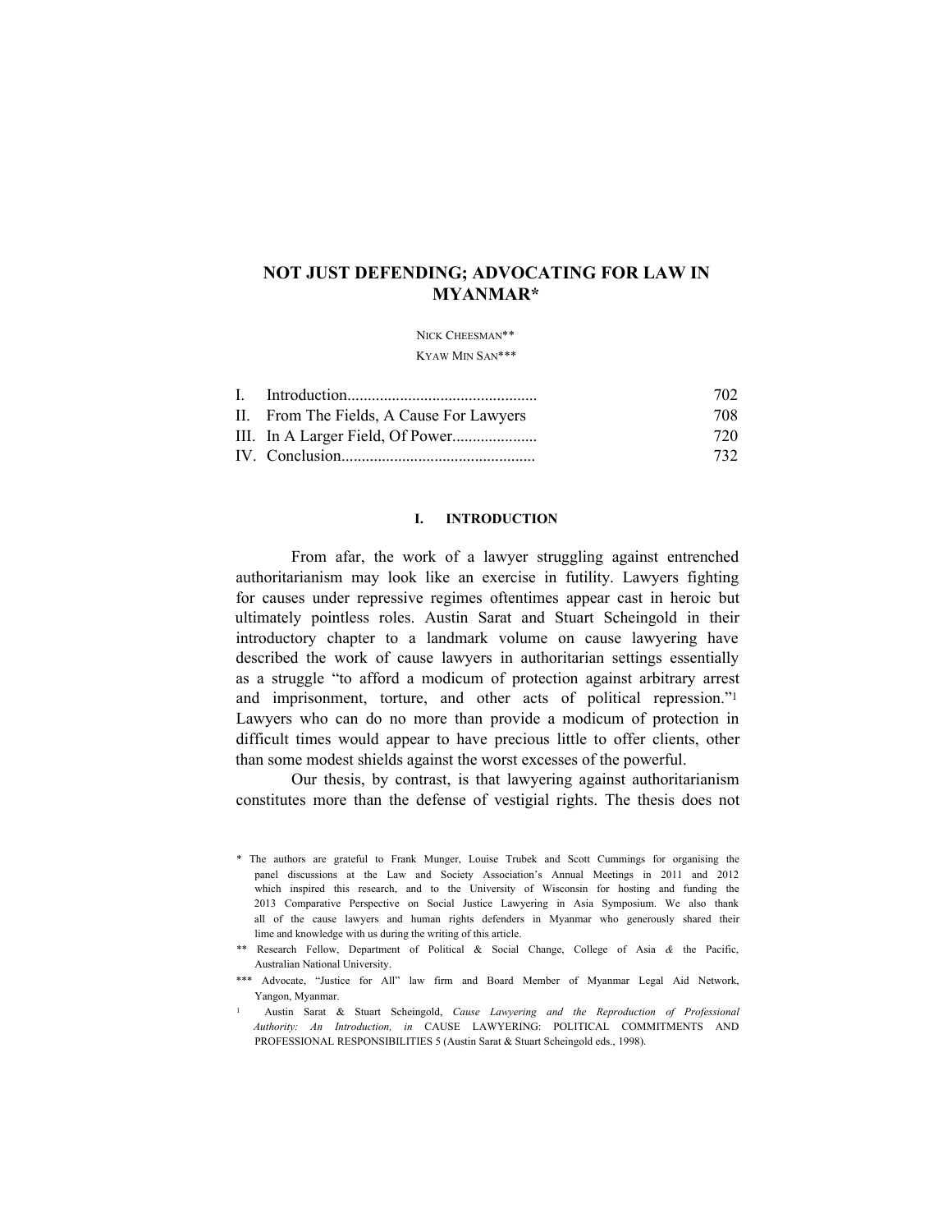# NOT JUST DEFENDING; ADVOCATING FOR LAW IN MYANMAR*

NICK CHEESMAN**

KYAW MIN SAN***

| | | |
|---|---|---|
| I. | Introduction............................................ | 702 |
| II. | From The Fields, A Cause For Lawyers | 708 |
| III. | In A Larger Field, Of Power.................... | 720 |
| IV. | Conclusion............................................. | 732 |

## I. INTRODUCTION

From afar, the work of a lawyer struggling against entrenched authoritarianism may look like an exercise in futility. Lawyers fighting for causes under repressive regimes oftentimes appear cast in heroic but ultimately pointless roles. Austin Sarat and Stuart Scheingold in their introductory chapter to a landmark volume on cause lawyering have described the work of cause lawyers in authoritarian settings essentially as a struggle "to afford a modicum of protection against arbitrary arrest and imprisonment, torture, and other acts of political repression."[1] Lawyers who can do no more than provide a modicum of protection in difficult times would appear to have precious little to offer clients, other than some modest shields against the worst excesses of the powerful.

Our thesis, by contrast, is that lawyering against authoritarianism constitutes more than the defense of vestigial rights. The thesis does not

---

\* The authors are grateful to Frank Munger, Louise Trubek and Scott Cummings for organising the panel discussions at the Law and Society Association's Annual Meetings in 2011 and 2012 which inspired this research, and to the University of Wisconsin for hosting and funding the 2013 Comparative Perspective on Social Justice Lawyering in Asia Symposium. We also thank all of the cause lawyers and human rights defenders in Myanmar who generously shared their lime and knowledge with us during the writing of this article.

\** Research Fellow, Department of Political & Social Change, College of Asia & the Pacific, Australian National University.

\*** Advocate, "Justice for All" law firm and Board Member of Myanmar Legal Aid Network, Yangon, Myanmar.

[1] Austin Sarat & Stuart Scheingold, *Cause Lawyering and the Reproduction of Professional Authority: An Introduction, in* CAUSE LAWYERING: POLITICAL COMMITMENTS AND PROFESSIONAL RESPONSIBILITIES 5 (Austin Sarat & Stuart Scheingold eds., 1998).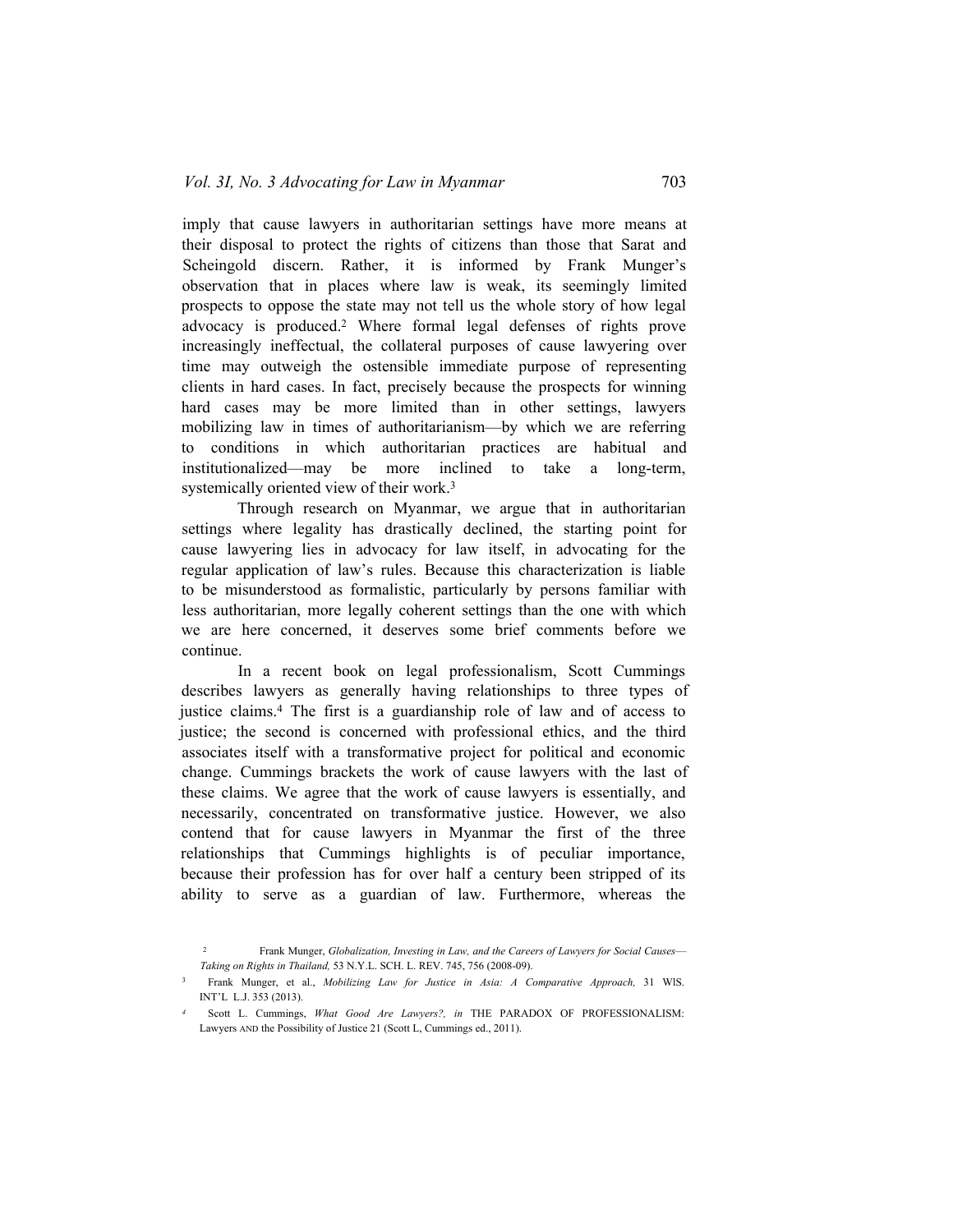imply that cause lawyers in authoritarian settings have more means at their disposal to protect the rights of citizens than those that Sarat and Scheingold discern. Rather, it is informed by Frank Munger's observation that in places where law is weak, its seemingly limited prospects to oppose the state may not tell us the whole story of how legal advocacy is produced.[2] Where formal legal defenses of rights prove increasingly ineffectual, the collateral purposes of cause lawyering over time may outweigh the ostensible immediate purpose of representing clients in hard cases. In fact, precisely because the prospects for winning hard cases may be more limited than in other settings, lawyers mobilizing law in times of authoritarianism—by which we are referring to conditions in which authoritarian practices are habitual and institutionalized—may be more inclined to take a long-term, systemically oriented view of their work.[3]

Through research on Myanmar, we argue that in authoritarian settings where legality has drastically declined, the starting point for cause lawyering lies in advocacy for law itself, in advocating for the regular application of law's rules. Because this characterization is liable to be misunderstood as formalistic, particularly by persons familiar with less authoritarian, more legally coherent settings than the one with which we are here concerned, it deserves some brief comments before we continue.

In a recent book on legal professionalism, Scott Cummings describes lawyers as generally having relationships to three types of justice claims.[4] The first is a guardianship role of law and of access to justice; the second is concerned with professional ethics, and the third associates itself with a transformative project for political and economic change. Cummings brackets the work of cause lawyers with the last of these claims. We agree that the work of cause lawyers is essentially, and necessarily, concentrated on transformative justice. However, we also contend that for cause lawyers in Myanmar the first of the three relationships that Cummings highlights is of peculiar importance, because their profession has for over half a century been stripped of its ability to serve as a guardian of law. Furthermore, whereas the

[2] Frank Munger, *Globalization, Investing in Law, and the Careers of Lawyers for Social Causes—Taking on Rights in Thailand,* 53 N.Y.L. SCH. L. REV. 745, 756 (2008-09).

[3] Frank Munger, et al., *Mobilizing Law for Justice in Asia: A Comparative Approach,* 31 WIS. INT'L L.J. 353 (2013).

[4] Scott L. Cummings, *What Good Are Lawyers?, in* THE PARADOX OF PROFESSIONALISM: Lawyers AND the Possibility of Justice 21 (Scott L, Cummings ed., 2011).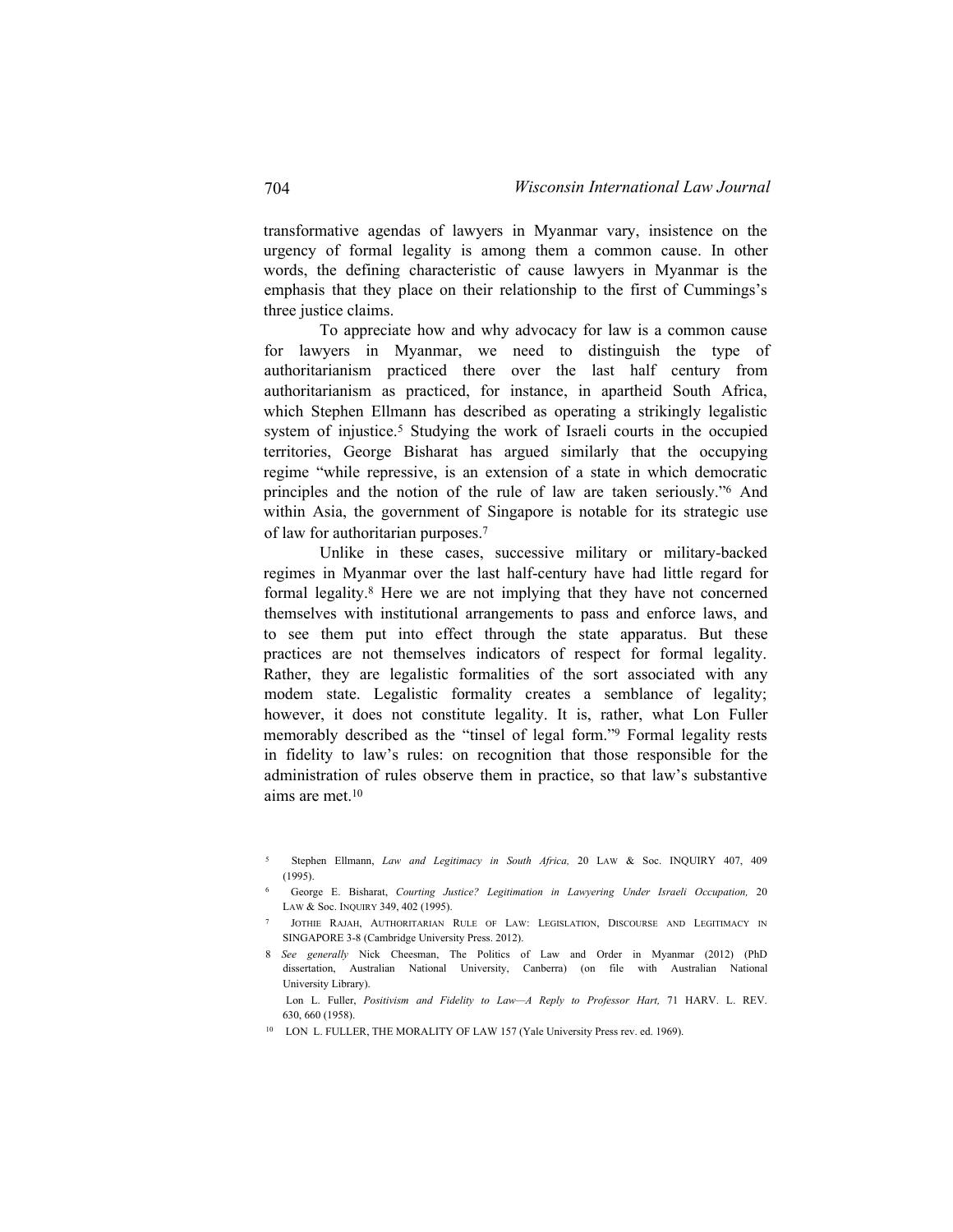transformative agendas of lawyers in Myanmar vary, insistence on the urgency of formal legality is among them a common cause. In other words, the defining characteristic of cause lawyers in Myanmar is the emphasis that they place on their relationship to the first of Cummings's three justice claims.

To appreciate how and why advocacy for law is a common cause for lawyers in Myanmar, we need to distinguish the type of authoritarianism practiced there over the last half century from authoritarianism as practiced, for instance, in apartheid South Africa, which Stephen Ellmann has described as operating a strikingly legalistic system of injustice.[5] Studying the work of Israeli courts in the occupied territories, George Bisharat has argued similarly that the occupying regime "while repressive, is an extension of a state in which democratic principles and the notion of the rule of law are taken seriously."[6] And within Asia, the government of Singapore is notable for its strategic use of law for authoritarian purposes.[7]

Unlike in these cases, successive military or military-backed regimes in Myanmar over the last half-century have had little regard for formal legality.[8] Here we are not implying that they have not concerned themselves with institutional arrangements to pass and enforce laws, and to see them put into effect through the state apparatus. But these practices are not themselves indicators of respect for formal legality. Rather, they are legalistic formalities of the sort associated with any modem state. Legalistic formality creates a semblance of legality; however, it does not constitute legality. It is, rather, what Lon Fuller memorably described as the "tinsel of legal form."[9] Formal legality rests in fidelity to law's rules: on recognition that those responsible for the administration of rules observe them in practice, so that law's substantive aims are met.[10]

---

[5] Stephen Ellmann, *Law and Legitimacy in South Africa,* 20 LAW & Soc. INQUIRY 407, 409 (1995).

[6] George E. Bisharat, *Courting Justice? Legitimation in Lawyering Under Israeli Occupation,* 20 LAW & Soc. INQUIRY 349, 402 (1995).

[7] JOTHIE RAJAH, AUTHORITARIAN RULE OF LAW: LEGISLATION, DISCOURSE AND LEGITIMACY IN SINGAPORE 3-8 (Cambridge University Press. 2012).

[8] *See generally* Nick Cheesman, The Politics of Law and Order in Myanmar (2012) (PhD dissertation, Australian National University, Canberra) (on file with Australian National University Library).

[9] Lon L. Fuller, *Positivism and Fidelity to Law—A Reply to Professor Hart,* 71 HARV. L. REV. 630, 660 (1958).

[10] LON L. FULLER, THE MORALITY OF LAW 157 (Yale University Press rev. ed. 1969).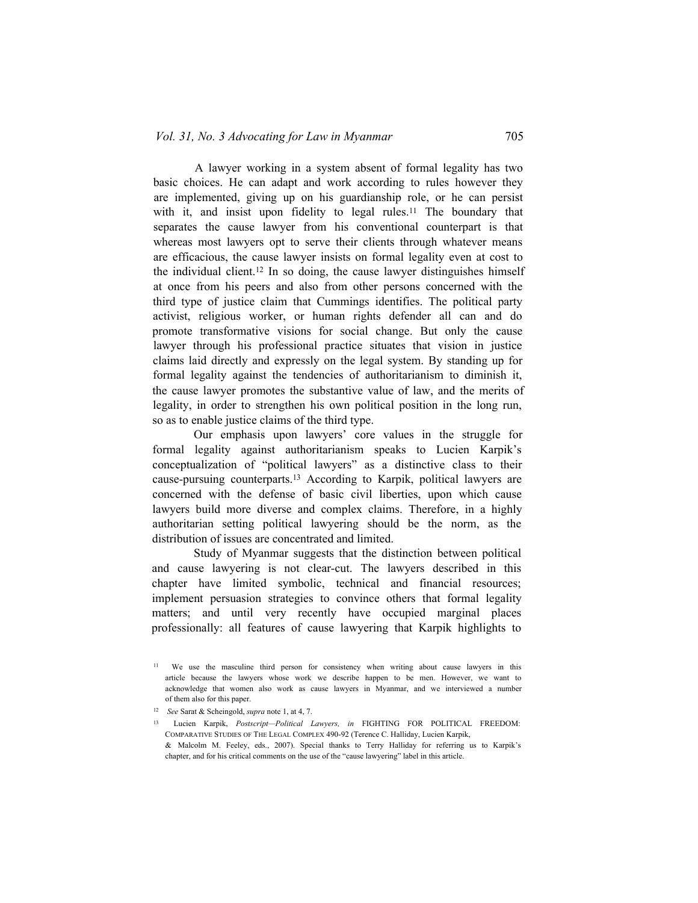A lawyer working in a system absent of formal legality has two basic choices. He can adapt and work according to rules however they are implemented, giving up on his guardianship role, or he can persist with it, and insist upon fidelity to legal rules.[11] The boundary that separates the cause lawyer from his conventional counterpart is that whereas most lawyers opt to serve their clients through whatever means are efficacious, the cause lawyer insists on formal legality even at cost to the individual client.[12] In so doing, the cause lawyer distinguishes himself at once from his peers and also from other persons concerned with the third type of justice claim that Cummings identifies. The political party activist, religious worker, or human rights defender all can and do promote transformative visions for social change. But only the cause lawyer through his professional practice situates that vision in justice claims laid directly and expressly on the legal system. By standing up for formal legality against the tendencies of authoritarianism to diminish it, the cause lawyer promotes the substantive value of law, and the merits of legality, in order to strengthen his own political position in the long run, so as to enable justice claims of the third type.

Our emphasis upon lawyers' core values in the struggle for formal legality against authoritarianism speaks to Lucien Karpik's conceptualization of "political lawyers" as a distinctive class to their cause-pursuing counterparts.[13] According to Karpik, political lawyers are concerned with the defense of basic civil liberties, upon which cause lawyers build more diverse and complex claims. Therefore, in a highly authoritarian setting political lawyering should be the norm, as the distribution of issues are concentrated and limited.

Study of Myanmar suggests that the distinction between political and cause lawyering is not clear-cut. The lawyers described in this chapter have limited symbolic, technical and financial resources; implement persuasion strategies to convince others that formal legality matters; and until very recently have occupied marginal places professionally: all features of cause lawyering that Karpik highlights to

---

[11] We use the masculine third person for consistency when writing about cause lawyers in this article because the lawyers whose work we describe happen to be men. However, we want to acknowledge that women also work as cause lawyers in Myanmar, and we interviewed a number of them also for this paper.

[12] *See* Sarat & Scheingold, *supra* note 1, at 4, 7.

[13] Lucien Karpik, *Postscript—Political Lawyers, in* FIGHTING FOR POLITICAL FREEDOM: COMPARATIVE STUDIES OF THE LEGAL COMPLEX 490-92 (Terence C. Halliday, Lucien Karpik, & Malcolm M. Feeley, eds., 2007). Special thanks to Terry Halliday for referring us to Karpik's chapter, and for his critical comments on the use of the "cause lawyering" label in this article.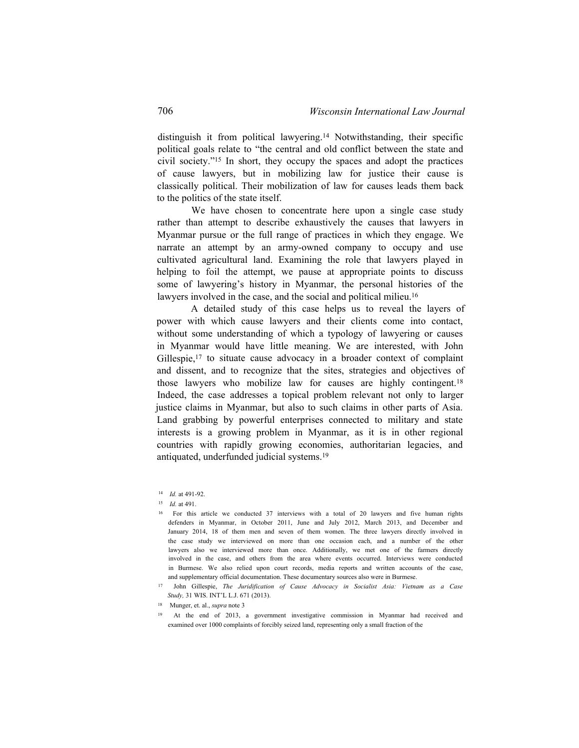distinguish it from political lawyering.[14] Notwithstanding, their specific political goals relate to "the central and old conflict between the state and civil society."[15] In short, they occupy the spaces and adopt the practices of cause lawyers, but in mobilizing law for justice their cause is classically political. Their mobilization of law for causes leads them back to the politics of the state itself.

We have chosen to concentrate here upon a single case study rather than attempt to describe exhaustively the causes that lawyers in Myanmar pursue or the full range of practices in which they engage. We narrate an attempt by an army-owned company to occupy and use cultivated agricultural land. Examining the role that lawyers played in helping to foil the attempt, we pause at appropriate points to discuss some of lawyering's history in Myanmar, the personal histories of the lawyers involved in the case, and the social and political milieu.[16]

A detailed study of this case helps us to reveal the layers of power with which cause lawyers and their clients come into contact, without some understanding of which a typology of lawyering or causes in Myanmar would have little meaning. We are interested, with John Gillespie,[17] to situate cause advocacy in a broader context of complaint and dissent, and to recognize that the sites, strategies and objectives of those lawyers who mobilize law for causes are highly contingent.[18] Indeed, the case addresses a topical problem relevant not only to larger justice claims in Myanmar, but also to such claims in other parts of Asia. Land grabbing by powerful enterprises connected to military and state interests is a growing problem in Myanmar, as it is in other regional countries with rapidly growing economies, authoritarian legacies, and antiquated, underfunded judicial systems.[19]

---

[14] *Id.* at 491-92.

[15] *Id.* at 491.

[16] For this article we conducted 37 interviews with a total of 20 lawyers and five human rights defenders in Myanmar, in October 2011, June and July 2012, March 2013, and December and January 2014, 18 of them men and seven of them women. The three lawyers directly involved in the case study we interviewed on more than one occasion each, and a number of the other lawyers also we interviewed more than once. Additionally, we met one of the farmers directly involved in the case, and others from the area where events occurred. Interviews were conducted in Burmese. We also relied upon court records, media reports and written accounts of the case, and supplementary official documentation. These documentary sources also were in Burmese.

[17] John Gillespie, *The Juridification of Cause Advocacy in Socialist Asia: Vietnam as a Case Study,* 31 WIS. INT'L L.J. 671 (2013).

[18] Munger, et. al., *supra* note 3

[19] At the end of 2013, a government investigative commission in Myanmar had received and examined over 1000 complaints of forcibly seized land, representing only a small fraction of the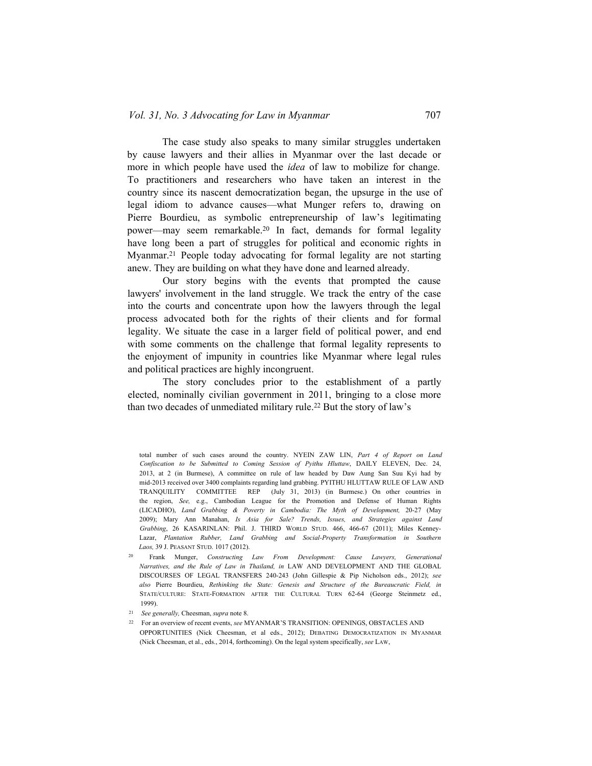The case study also speaks to many similar struggles undertaken by cause lawyers and their allies in Myanmar over the last decade or more in which people have used the *idea* of law to mobilize for change. To practitioners and researchers who have taken an interest in the country since its nascent democratization began, the upsurge in the use of legal idiom to advance causes—what Munger refers to, drawing on Pierre Bourdieu, as symbolic entrepreneurship of law's legitimating power—may seem remarkable.[20] In fact, demands for formal legality have long been a part of struggles for political and economic rights in Myanmar.[21] People today advocating for formal legality are not starting anew. They are building on what they have done and learned already.

Our story begins with the events that prompted the cause lawyers' involvement in the land struggle. We track the entry of the case into the courts and concentrate upon how the lawyers through the legal process advocated both for the rights of their clients and for formal legality. We situate the case in a larger field of political power, and end with some comments on the challenge that formal legality represents to the enjoyment of impunity in countries like Myanmar where legal rules and political practices are highly incongruent.

The story concludes prior to the establishment of a partly elected, nominally civilian government in 2011, bringing to a close more than two decades of unmediated military rule.[22] But the story of law's

total number of such cases around the country. NYEIN ZAW LIN, *Part 4 of Report on Land Confiscation to be Submitted to Coming Session of Pyithu Hluttaw*, DAILY ELEVEN, Dec. 24, 2013, at 2 (in Burmese), A committee on rule of law headed by Daw Aung San Suu Kyi had by mid-2013 received over 3400 complaints regarding land grabbing. PYITHU HLUTTAW RULE OF LAW AND TRANQUILITY COMMITTEE REP (July 31, 2013) (in Burmese.) On other countries in the region, *See,* e.g., Cambodian League for the Promotion and Defense of Human Rights (LICADHO), *Land Grabbing & Poverty in Cambodia: The Myth of Development,* 20-27 (May 2009); Mary Ann Manahan, *Is Asia for Sale? Trends, Issues, and Strategies against Land Grabbing*, 26 KASARINLAN: Phil. J. THIRD WORLD STUD. 466, 466-67 (2011); Miles Kenney-Lazar, *Plantation Rubber, Land Grabbing and Social-Property Transformation in Southern Laos,* 39 J. PEASANT STUD. 1017 (2012).

[20] Frank Munger, *Constructing Law From Development: Cause Lawyers, Generational Narratives, and the Rule of Law in Thailand, in* LAW AND DEVELOPMENT AND THE GLOBAL DISCOURSES OF LEGAL TRANSFERS 240-243 (John Gillespie & Pip Nicholson eds., 2012); *see also* Pierre Bourdieu, *Rethinking the State: Genesis and Structure of the Bureaucratic Field, in* STATE/CULTURE: STATE-FORMATION AFTER THE CULTURAL TURN 62-64 (George Steinmetz ed., 1999).

[21] *See generally,* Cheesman, *supra* note 8.

[22] For an overview of recent events, *see* MYANMAR'S TRANSITION: OPENINGS, OBSTACLES AND OPPORTUNITIES (Nick Cheesman, et al eds., 2012); DEBATING DEMOCRATIZATION IN MYANMAR (Nick Cheesman, et al., eds., 2014, forthcoming). On the legal system specifically, *see* LAW,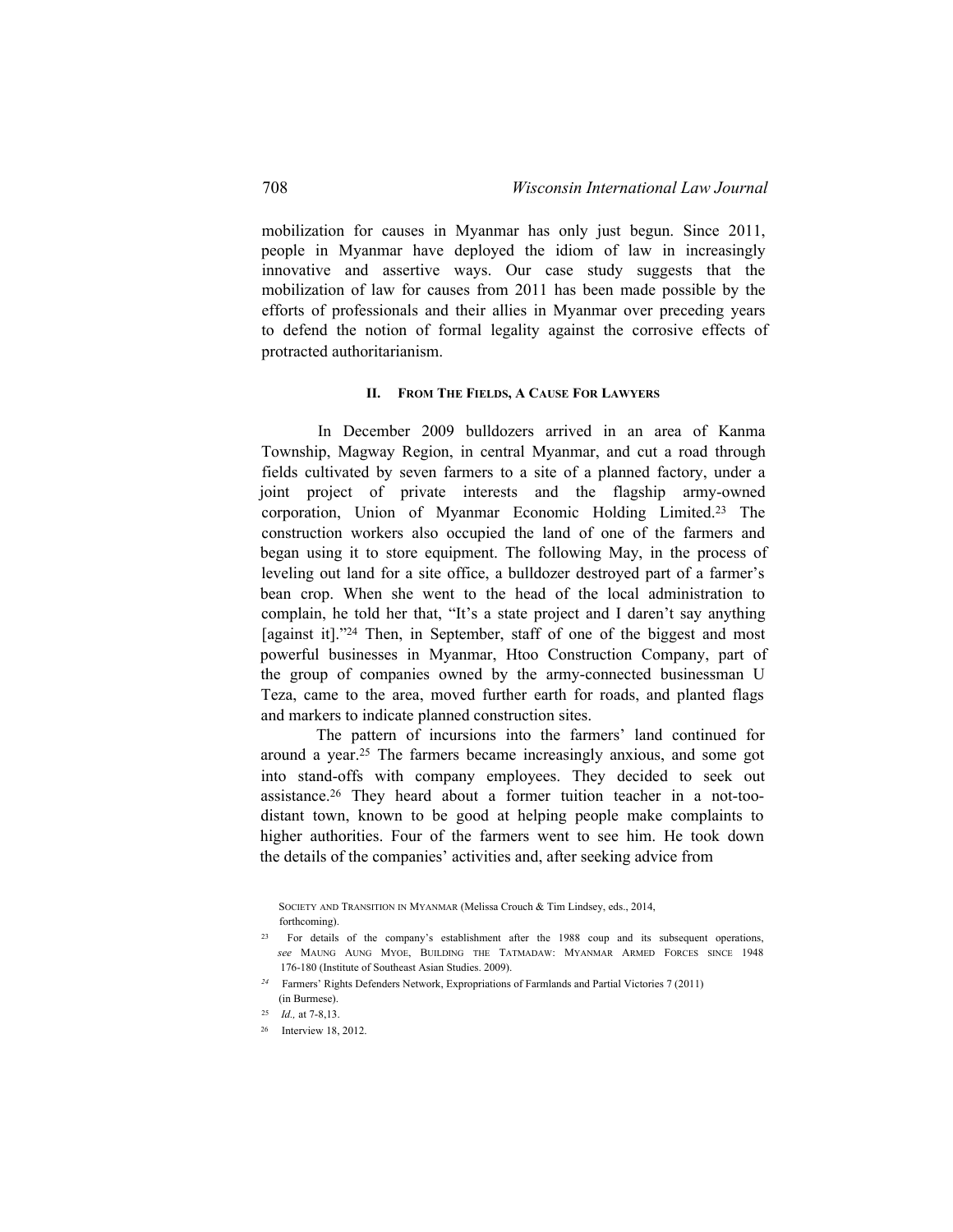mobilization for causes in Myanmar has only just begun. Since 2011, people in Myanmar have deployed the idiom of law in increasingly innovative and assertive ways. Our case study suggests that the mobilization of law for causes from 2011 has been made possible by the efforts of professionals and their allies in Myanmar over preceding years to defend the notion of formal legality against the corrosive effects of protracted authoritarianism.

## II. From The Fields, A Cause For Lawyers

In December 2009 bulldozers arrived in an area of Kanma Township, Magway Region, in central Myanmar, and cut a road through fields cultivated by seven farmers to a site of a planned factory, under a joint project of private interests and the flagship army-owned corporation, Union of Myanmar Economic Holding Limited.[23] The construction workers also occupied the land of one of the farmers and began using it to store equipment. The following May, in the process of leveling out land for a site office, a bulldozer destroyed part of a farmer's bean crop. When she went to the head of the local administration to complain, he told her that, "It's a state project and I daren't say anything [against it]."[24] Then, in September, staff of one of the biggest and most powerful businesses in Myanmar, Htoo Construction Company, part of the group of companies owned by the army-connected businessman U Teza, came to the area, moved further earth for roads, and planted flags and markers to indicate planned construction sites.

The pattern of incursions into the farmers' land continued for around a year.[25] The farmers became increasingly anxious, and some got into stand-offs with company employees. They decided to seek out assistance.[26] They heard about a former tuition teacher in a not-too-distant town, known to be good at helping people make complaints to higher authorities. Four of the farmers went to see him. He took down the details of the companies' activities and, after seeking advice from

---

SOCIETY AND TRANSITION IN MYANMAR (Melissa Crouch & Tim Lindsey, eds., 2014, forthcoming).

[23] For details of the company's establishment after the 1988 coup and its subsequent operations, *see* MAUNG AUNG MYOE, BUILDING THE TATMADAW: MYANMAR ARMED FORCES SINCE 1948 176-180 (Institute of Southeast Asian Studies. 2009).

[24] Farmers' Rights Defenders Network, Expropriations of Farmlands and Partial Victories 7 (2011) (in Burmese).

[25] *Id.,* at 7-8,13.

[26] Interview 18, 2012.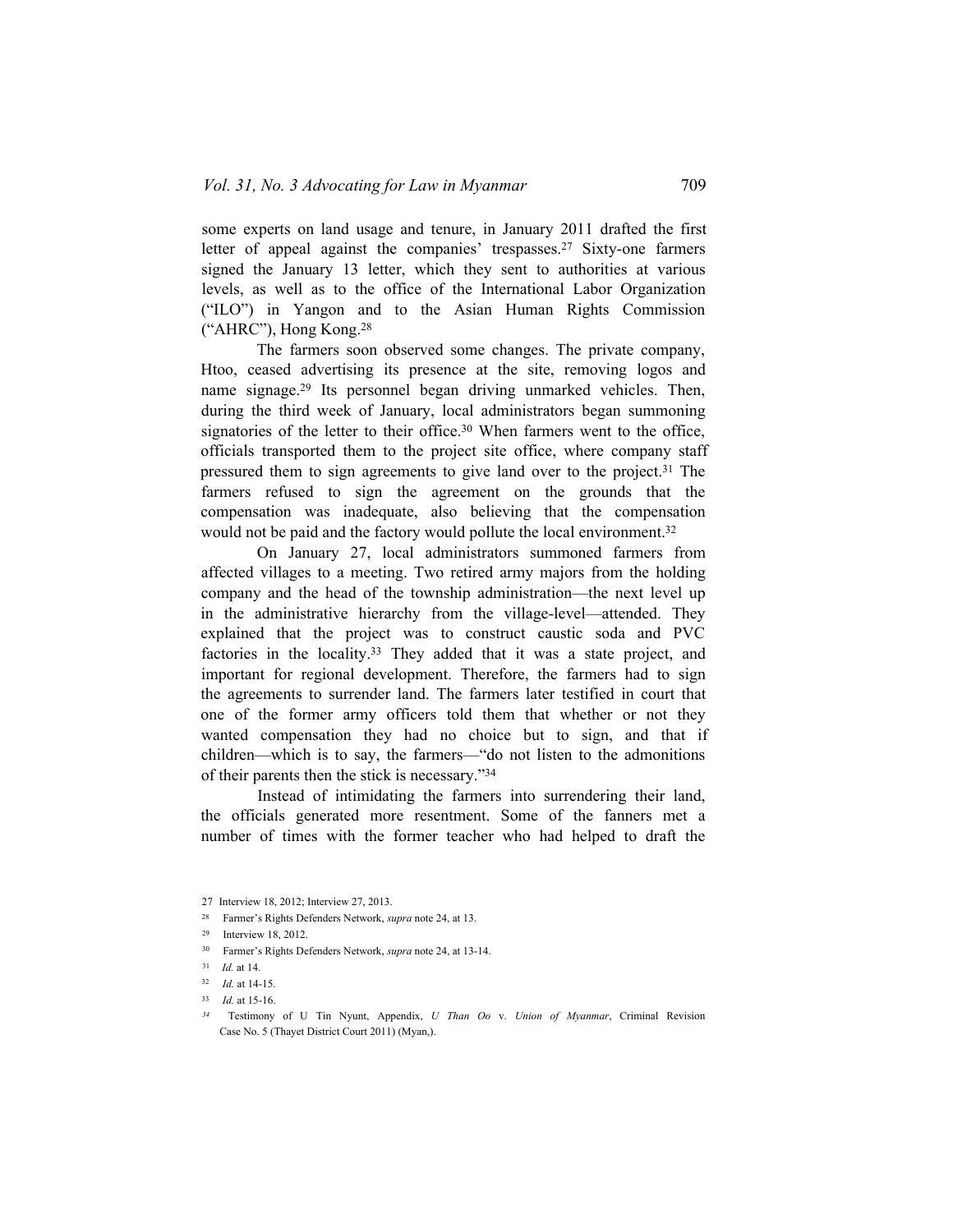some experts on land usage and tenure, in January 2011 drafted the first letter of appeal against the companies' trespasses.[27] Sixty-one farmers signed the January 13 letter, which they sent to authorities at various levels, as well as to the office of the International Labor Organization ("ILO") in Yangon and to the Asian Human Rights Commission ("AHRC"), Hong Kong.[28]

The farmers soon observed some changes. The private company, Htoo, ceased advertising its presence at the site, removing logos and name signage.[29] Its personnel began driving unmarked vehicles. Then, during the third week of January, local administrators began summoning signatories of the letter to their office.[30] When farmers went to the office, officials transported them to the project site office, where company staff pressured them to sign agreements to give land over to the project.[31] The farmers refused to sign the agreement on the grounds that the compensation was inadequate, also believing that the compensation would not be paid and the factory would pollute the local environment.[32]

On January 27, local administrators summoned farmers from affected villages to a meeting. Two retired army majors from the holding company and the head of the township administration—the next level up in the administrative hierarchy from the village-level—attended. They explained that the project was to construct caustic soda and PVC factories in the locality.[33] They added that it was a state project, and important for regional development. Therefore, the farmers had to sign the agreements to surrender land. The farmers later testified in court that one of the former army officers told them that whether or not they wanted compensation they had no choice but to sign, and that if children—which is to say, the farmers—"do not listen to the admonitions of their parents then the stick is necessary."[34]

Instead of intimidating the farmers into surrendering their land, the officials generated more resentment. Some of the fanners met a number of times with the former teacher who had helped to draft the

---

27 Interview 18, 2012; Interview 27, 2013.

28 Farmer's Rights Defenders Network, *supra* note 24, at 13.

29 Interview 18, 2012.

30 Farmer's Rights Defenders Network, *supra* note 24, at 13-14.

31 *Id.* at 14.

32 *Id.* at 14-15.

33 *Id.* at 15-16.

34 Testimony of U Tin Nyunt, Appendix, *U Than Oo* v. *Union of Myanmar*, Criminal Revision Case No. 5 (Thayet District Court 2011) (Myan,).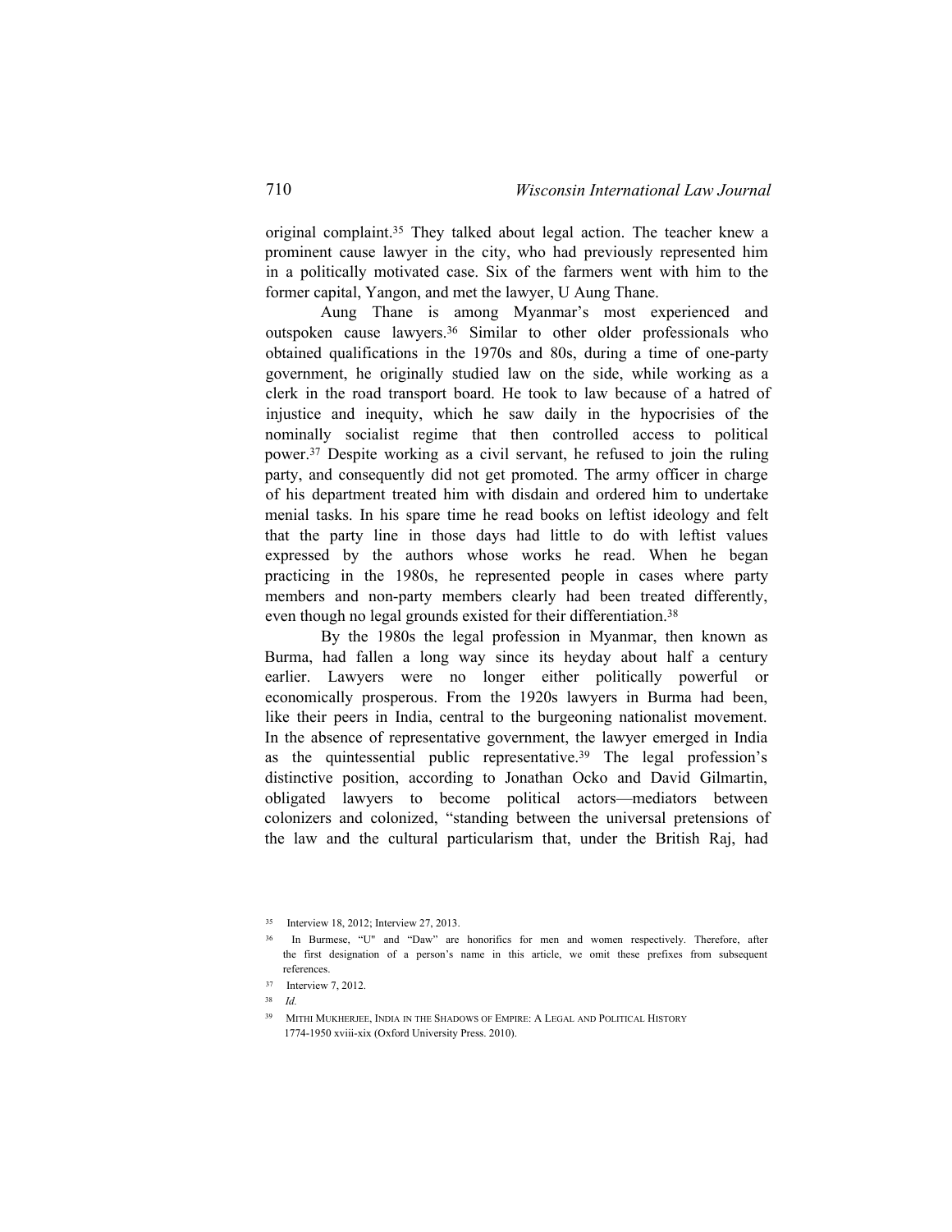original complaint.[35] They talked about legal action. The teacher knew a prominent cause lawyer in the city, who had previously represented him in a politically motivated case. Six of the farmers went with him to the former capital, Yangon, and met the lawyer, U Aung Thane.

Aung Thane is among Myanmar's most experienced and outspoken cause lawyers.[36] Similar to other older professionals who obtained qualifications in the 1970s and 80s, during a time of one-party government, he originally studied law on the side, while working as a clerk in the road transport board. He took to law because of a hatred of injustice and inequity, which he saw daily in the hypocrisies of the nominally socialist regime that then controlled access to political power.[37] Despite working as a civil servant, he refused to join the ruling party, and consequently did not get promoted. The army officer in charge of his department treated him with disdain and ordered him to undertake menial tasks. In his spare time he read books on leftist ideology and felt that the party line in those days had little to do with leftist values expressed by the authors whose works he read. When he began practicing in the 1980s, he represented people in cases where party members and non-party members clearly had been treated differently, even though no legal grounds existed for their differentiation.[38]

By the 1980s the legal profession in Myanmar, then known as Burma, had fallen a long way since its heyday about half a century earlier. Lawyers were no longer either politically powerful or economically prosperous. From the 1920s lawyers in Burma had been, like their peers in India, central to the burgeoning nationalist movement. In the absence of representative government, the lawyer emerged in India as the quintessential public representative.[39] The legal profession's distinctive position, according to Jonathan Ocko and David Gilmartin, obligated lawyers to become political actors—mediators between colonizers and colonized, "standing between the universal pretensions of the law and the cultural particularism that, under the British Raj, had

---

[35] Interview 18, 2012; Interview 27, 2013.

[36] In Burmese, "U" and "Daw" are honorifics for men and women respectively. Therefore, after the first designation of a person's name in this article, we omit these prefixes from subsequent references.

[37] Interview 7, 2012.

[38] *Id.*

[39] MITHI MUKHERJEE, INDIA IN THE SHADOWS OF EMPIRE: A LEGAL AND POLITICAL HISTORY 1774-1950 xviii-xix (Oxford University Press. 2010).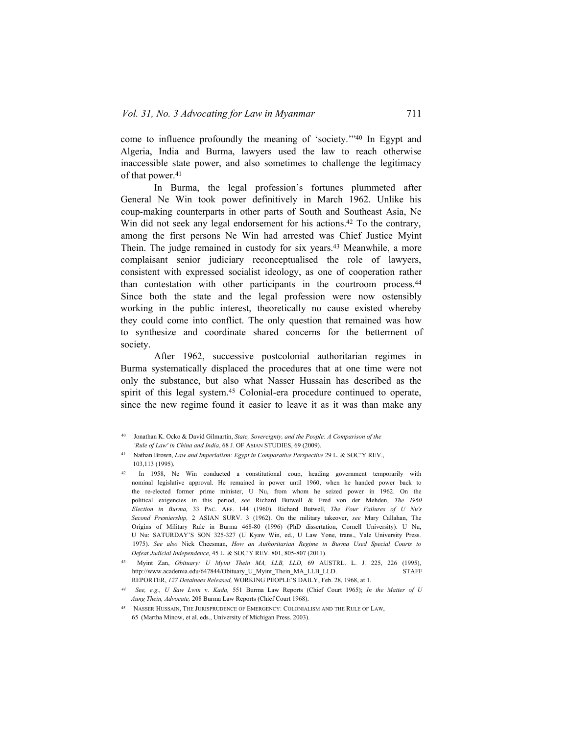come to influence profoundly the meaning of 'society.'"[40] In Egypt and Algeria, India and Burma, lawyers used the law to reach otherwise inaccessible state power, and also sometimes to challenge the legitimacy of that power.[41]

In Burma, the legal profession's fortunes plummeted after General Ne Win took power definitively in March 1962. Unlike his coup-making counterparts in other parts of South and Southeast Asia, Ne Win did not seek any legal endorsement for his actions.[42] To the contrary, among the first persons Ne Win had arrested was Chief Justice Myint Thein. The judge remained in custody for six years.[43] Meanwhile, a more complaisant senior judiciary reconceptualised the role of lawyers, consistent with expressed socialist ideology, as one of cooperation rather than contestation with other participants in the courtroom process.[44] Since both the state and the legal profession were now ostensibly working in the public interest, theoretically no cause existed whereby they could come into conflict. The only question that remained was how to synthesize and coordinate shared concerns for the betterment of society.

After 1962, successive postcolonial authoritarian regimes in Burma systematically displaced the procedures that at one time were not only the substance, but also what Nasser Hussain has described as the spirit of this legal system.[45] Colonial-era procedure continued to operate, since the new regime found it easier to leave it as it was than make any

---

[40] Jonathan K. Ocko & David Gilmartin, *State, Sovereignty, and the People: A Comparison of the 'Rule of Law' in China and India*, 68 J. OF ASIAN STUDIES, 69 (2009).

[41] Nathan Brown, *Law and Imperialism: Egypt in Comparative Perspective* 29 L. & SOC'Y REV., 103,113 (1995).

[42] In 1958, Ne Win conducted a constitutional coup, heading government temporarily with nominal legislative approval. He remained in power until 1960, when he handed power back to the re-elected former prime minister, U Nu, from whom he seized power in 1962. On the political exigencies in this period, *see* Richard Butwell & Fred von der Mehden, *The 1960 Election in Burma,* 33 PAC. AFF. 144 (1960). Richard Butwell, *The Four Failures of U Nu's Second Premiership,* 2 ASIAN SURV. 3 (1962). On the military takeover, *see* Mary Callahan, The Origins of Military Rule in Burma 468-80 (1996) (PhD dissertation, Cornell University). U Nu, U Nu: SATURDAY'S SON 325-327 (U Kyaw Win, ed., U Law Yone, trans., Yale University Press. 1975). *See also* Nick Cheesman, *How an Authoritarian Regime in Burma Used Special Courts to Defeat Judicial Independence,* 45 L. & SOC'Y REV. 801, 805-807 (2011).

[43] Myint Zan, *Obituary: U Myint Thein MA, LLB, LLD,* 69 AUSTRL. L. J. 225, 226 (1995), http://www.academia.edu/647844/Obituary_U_Myint_Thein_MA_LLB_LLD. STAFF REPORTER, *127 Detainees Released,* WORKING PEOPLE'S DAILY, Feb. 28, 1968, at 1.

[44] *See, e.g., U Saw Lwin* v. *Kada,* 551 Burma Law Reports (Chief Court 1965); *In the Matter of U Aung Thein, Advocate,* 208 Burma Law Reports (Chief Court 1968).

[45] NASSER HUSSAIN, THE JURISPRUDENCE OF EMERGENCY: COLONIALISM AND THE RULE OF LAW, 65 (Martha Minow, et al. eds., University of Michigan Press. 2003).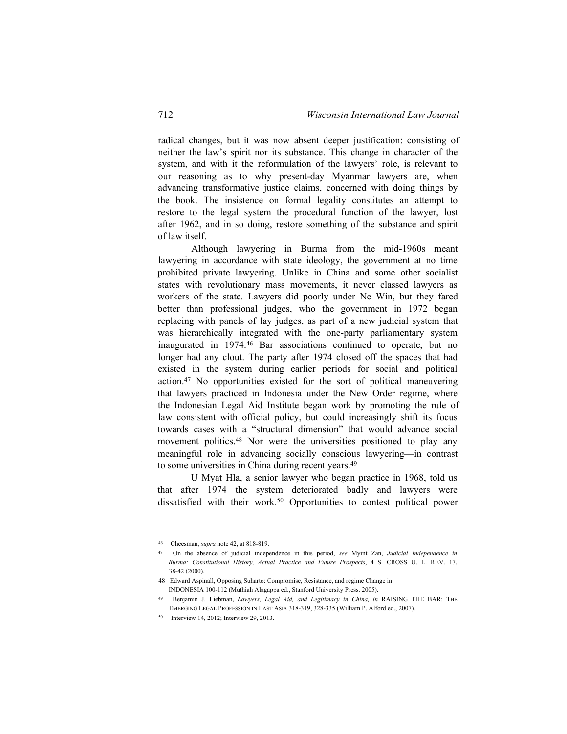radical changes, but it was now absent deeper justification: consisting of neither the law's spirit nor its substance. This change in character of the system, and with it the reformulation of the lawyers' role, is relevant to our reasoning as to why present-day Myanmar lawyers are, when advancing transformative justice claims, concerned with doing things by the book. The insistence on formal legality constitutes an attempt to restore to the legal system the procedural function of the lawyer, lost after 1962, and in so doing, restore something of the substance and spirit of law itself.

Although lawyering in Burma from the mid-1960s meant lawyering in accordance with state ideology, the government at no time prohibited private lawyering. Unlike in China and some other socialist states with revolutionary mass movements, it never classed lawyers as workers of the state. Lawyers did poorly under Ne Win, but they fared better than professional judges, who the government in 1972 began replacing with panels of lay judges, as part of a new judicial system that was hierarchically integrated with the one-party parliamentary system inaugurated in 1974.[46] Bar associations continued to operate, but no longer had any clout. The party after 1974 closed off the spaces that had existed in the system during earlier periods for social and political action.[47] No opportunities existed for the sort of political maneuvering that lawyers practiced in Indonesia under the New Order regime, where the Indonesian Legal Aid Institute began work by promoting the rule of law consistent with official policy, but could increasingly shift its focus towards cases with a "structural dimension" that would advance social movement politics.[48] Nor were the universities positioned to play any meaningful role in advancing socially conscious lawyering—in contrast to some universities in China during recent years.[49]

U Myat Hla, a senior lawyer who began practice in 1968, told us that after 1974 the system deteriorated badly and lawyers were dissatisfied with their work.[50] Opportunities to contest political power

---

46 Cheesman, *supra* note 42, at 818-819.

47 On the absence of judicial independence in this period, *see* Myint Zan, *Judicial Independence in Burma: Constitutional History, Actual Practice and Future Prospects*, 4 S. CROSS U. L. REV. 17, 38-42 (2000).

48 Edward Aspinall, Opposing Suharto: Compromise, Resistance, and regime Change in INDONESIA 100-112 (Muthiah Alagappa ed., Stanford University Press. 2005).

49 Benjamin J. Liebman, *Lawyers, Legal Aid, and Legitimacy in China, in* RAISING THE BAR: THE EMERGING LEGAL PROFESSION IN EAST ASIA 318-319, 328-335 (William P. Alford ed., 2007).

50 Interview 14, 2012; Interview 29, 2013.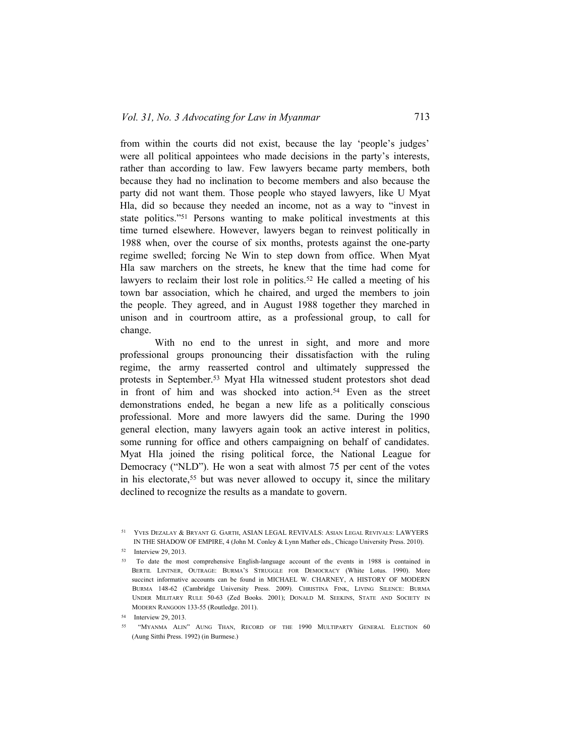from within the courts did not exist, because the lay 'people's judges' were all political appointees who made decisions in the party's interests, rather than according to law. Few lawyers became party members, both because they had no inclination to become members and also because the party did not want them. Those people who stayed lawyers, like U Myat Hla, did so because they needed an income, not as a way to "invest in state politics."[51] Persons wanting to make political investments at this time turned elsewhere. However, lawyers began to reinvest politically in 1988 when, over the course of six months, protests against the one-party regime swelled; forcing Ne Win to step down from office. When Myat Hla saw marchers on the streets, he knew that the time had come for lawyers to reclaim their lost role in politics.[52] He called a meeting of his town bar association, which he chaired, and urged the members to join the people. They agreed, and in August 1988 together they marched in unison and in courtroom attire, as a professional group, to call for change.

With no end to the unrest in sight, and more and more professional groups pronouncing their dissatisfaction with the ruling regime, the army reasserted control and ultimately suppressed the protests in September.[53] Myat Hla witnessed student protestors shot dead in front of him and was shocked into action.[54] Even as the street demonstrations ended, he began a new life as a politically conscious professional. More and more lawyers did the same. During the 1990 general election, many lawyers again took an active interest in politics, some running for office and others campaigning on behalf of candidates. Myat Hla joined the rising political force, the National League for Democracy ("NLD"). He won a seat with almost 75 per cent of the votes in his electorate,[55] but was never allowed to occupy it, since the military declined to recognize the results as a mandate to govern.

---

[51] Yves Dezalay & Bryant G. Garth, ASIAN LEGAL REVIVALS: Asian Legal Revivals: LAWYERS IN THE SHADOW OF EMPIRE, 4 (John M. Conley & Lynn Mather eds., Chicago University Press. 2010).

[52] Interview 29, 2013.

[53] To date the most comprehensive English-language account of the events in 1988 is contained in Bertil Lintner, Outrage: Burma's Struggle for Democracy (White Lotus. 1990). More succinct informative accounts can be found in MICHAEL W. CHARNEY, A HISTORY OF MODERN Burma 148-62 (Cambridge University Press. 2009). Christina Fink, Living Silence: Burma Under Military Rule 50-63 (Zed Books. 2001); Donald M. Seekins, State and Society in Modern Rangoon 133-55 (Routledge. 2011).

[54] Interview 29, 2013.

[55] "Myanma Alin" Aung Than, Record of the 1990 Multiparty General Election 60 (Aung Sitthi Press. 1992) (in Burmese.)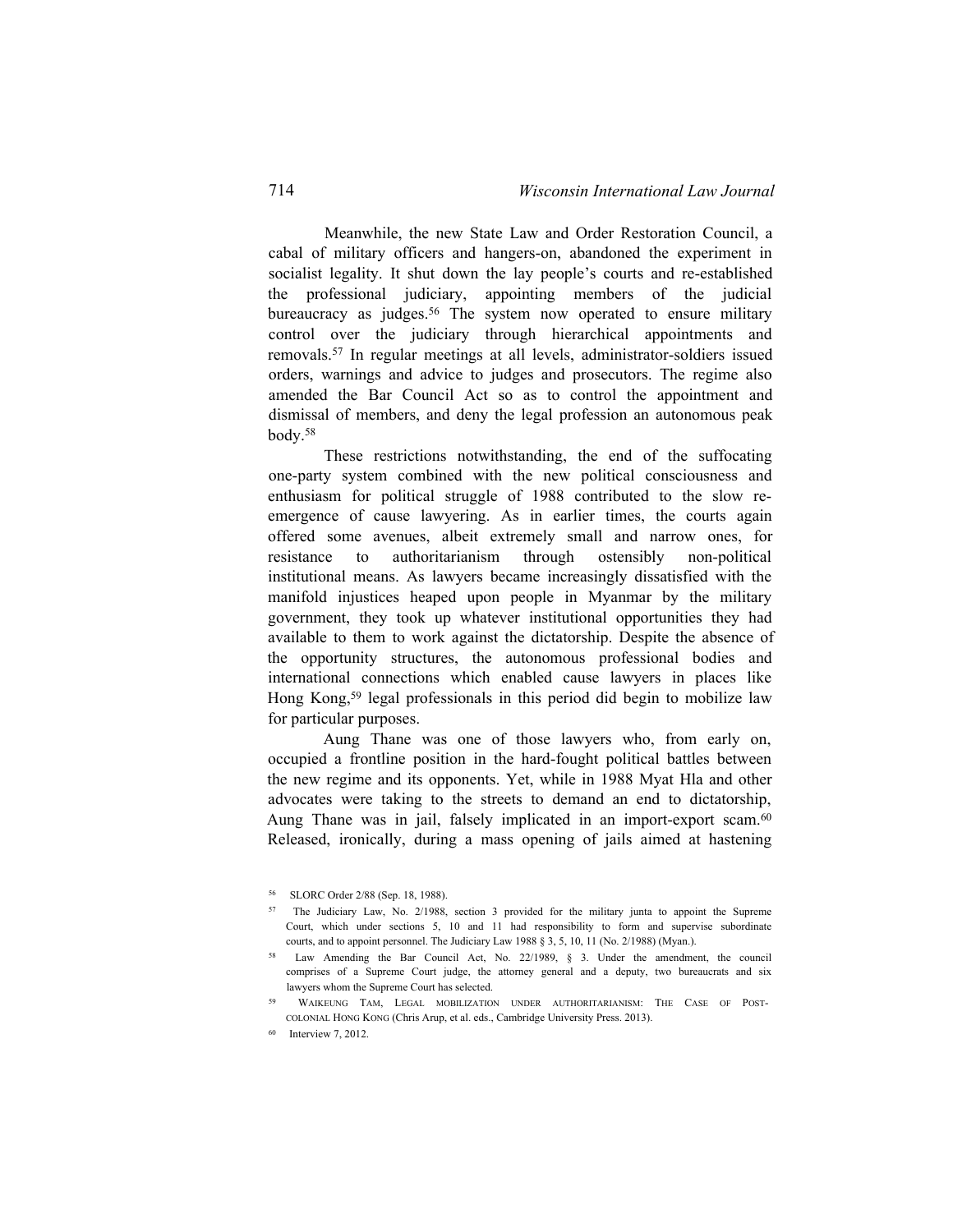Meanwhile, the new State Law and Order Restoration Council, a cabal of military officers and hangers-on, abandoned the experiment in socialist legality. It shut down the lay people's courts and re-established the professional judiciary, appointing members of the judicial bureaucracy as judges.[56] The system now operated to ensure military control over the judiciary through hierarchical appointments and removals.[57] In regular meetings at all levels, administrator-soldiers issued orders, warnings and advice to judges and prosecutors. The regime also amended the Bar Council Act so as to control the appointment and dismissal of members, and deny the legal profession an autonomous peak body.[58]

These restrictions notwithstanding, the end of the suffocating one-party system combined with the new political consciousness and enthusiasm for political struggle of 1988 contributed to the slow re-emergence of cause lawyering. As in earlier times, the courts again offered some avenues, albeit extremely small and narrow ones, for resistance to authoritarianism through ostensibly non-political institutional means. As lawyers became increasingly dissatisfied with the manifold injustices heaped upon people in Myanmar by the military government, they took up whatever institutional opportunities they had available to them to work against the dictatorship. Despite the absence of the opportunity structures, the autonomous professional bodies and international connections which enabled cause lawyers in places like Hong Kong,[59] legal professionals in this period did begin to mobilize law for particular purposes.

Aung Thane was one of those lawyers who, from early on, occupied a frontline position in the hard-fought political battles between the new regime and its opponents. Yet, while in 1988 Myat Hla and other advocates were taking to the streets to demand an end to dictatorship, Aung Thane was in jail, falsely implicated in an import-export scam.[60] Released, ironically, during a mass opening of jails aimed at hastening

---

[56] SLORC Order 2/88 (Sep. 18, 1988).

[57] The Judiciary Law, No. 2/1988, section 3 provided for the military junta to appoint the Supreme Court, which under sections 5, 10 and 11 had responsibility to form and supervise subordinate courts, and to appoint personnel. The Judiciary Law 1988 § 3, 5, 10, 11 (No. 2/1988) (Myan.).

[58] Law Amending the Bar Council Act, No. 22/1989, § 3. Under the amendment, the council comprises of a Supreme Court judge, the attorney general and a deputy, two bureaucrats and six lawyers whom the Supreme Court has selected.

[59] WAIKEUNG TAM, LEGAL MOBILIZATION UNDER AUTHORITARIANISM: THE CASE OF POST-COLONIAL HONG KONG (Chris Arup, et al. eds., Cambridge University Press. 2013).

[60] Interview 7, 2012.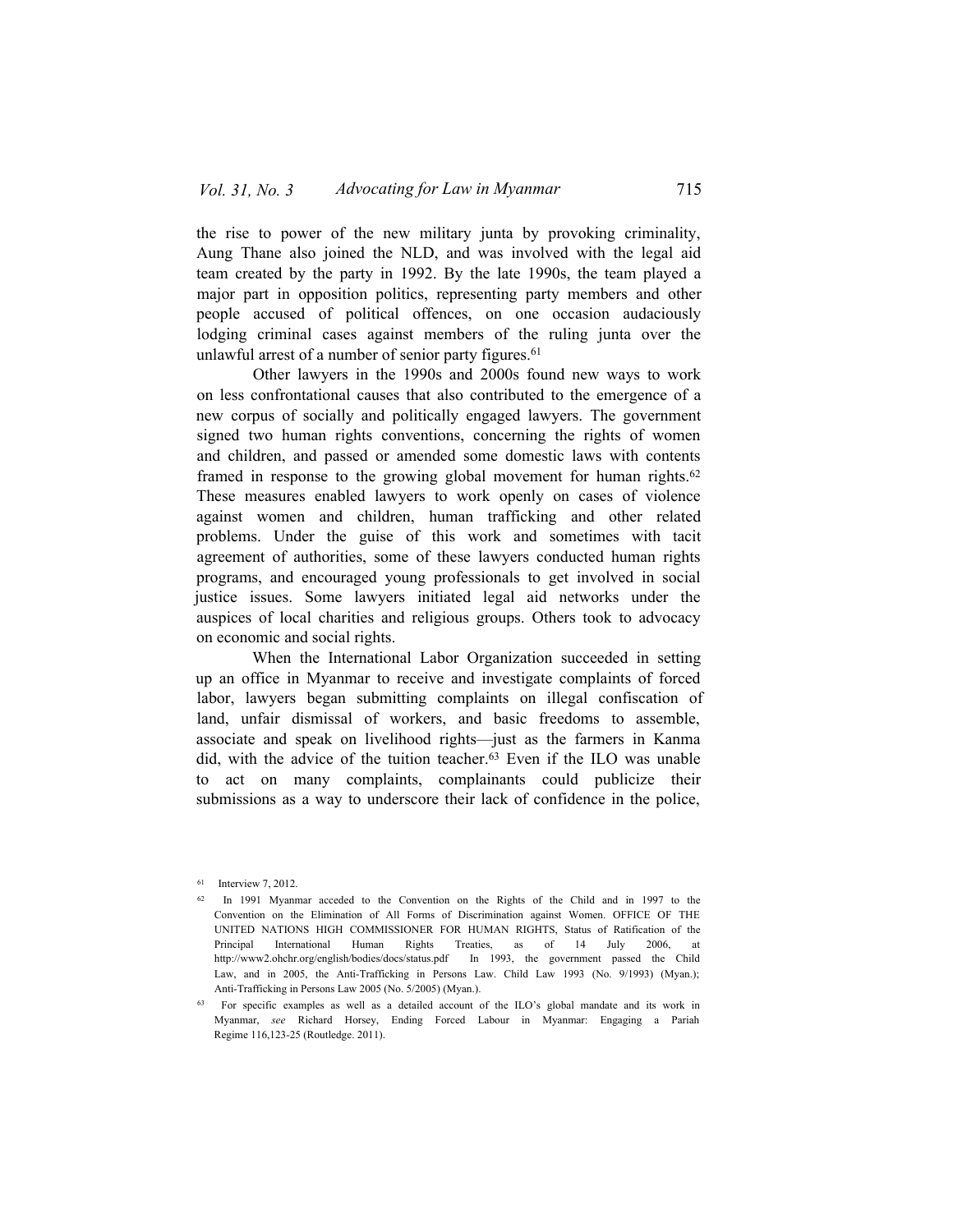the rise to power of the new military junta by provoking criminality, Aung Thane also joined the NLD, and was involved with the legal aid team created by the party in 1992. By the late 1990s, the team played a major part in opposition politics, representing party members and other people accused of political offences, on one occasion audaciously lodging criminal cases against members of the ruling junta over the unlawful arrest of a number of senior party figures.[61]

Other lawyers in the 1990s and 2000s found new ways to work on less confrontational causes that also contributed to the emergence of a new corpus of socially and politically engaged lawyers. The government signed two human rights conventions, concerning the rights of women and children, and passed or amended some domestic laws with contents framed in response to the growing global movement for human rights.[62] These measures enabled lawyers to work openly on cases of violence against women and children, human trafficking and other related problems. Under the guise of this work and sometimes with tacit agreement of authorities, some of these lawyers conducted human rights programs, and encouraged young professionals to get involved in social justice issues. Some lawyers initiated legal aid networks under the auspices of local charities and religious groups. Others took to advocacy on economic and social rights.

When the International Labor Organization succeeded in setting up an office in Myanmar to receive and investigate complaints of forced labor, lawyers began submitting complaints on illegal confiscation of land, unfair dismissal of workers, and basic freedoms to assemble, associate and speak on livelihood rights—just as the farmers in Kanma did, with the advice of the tuition teacher.[63] Even if the ILO was unable to act on many complaints, complainants could publicize their submissions as a way to underscore their lack of confidence in the police,

---

[61] Interview 7, 2012.

[62] In 1991 Myanmar acceded to the Convention on the Rights of the Child and in 1997 to the Convention on the Elimination of All Forms of Discrimination against Women. OFFICE OF THE UNITED NATIONS HIGH COMMISSIONER FOR HUMAN RIGHTS, Status of Ratification of the Principal International Human Rights Treaties, as of 14 July 2006, at http://www2.ohchr.org/english/bodies/docs/status.pdf In 1993, the government passed the Child Law, and in 2005, the Anti-Trafficking in Persons Law. Child Law 1993 (No. 9/1993) (Myan.); Anti-Trafficking in Persons Law 2005 (No. 5/2005) (Myan.).

[63] For specific examples as well as a detailed account of the ILO's global mandate and its work in Myanmar, *see* Richard Horsey, Ending Forced Labour in Myanmar: Engaging a Pariah Regime 116,123-25 (Routledge. 2011).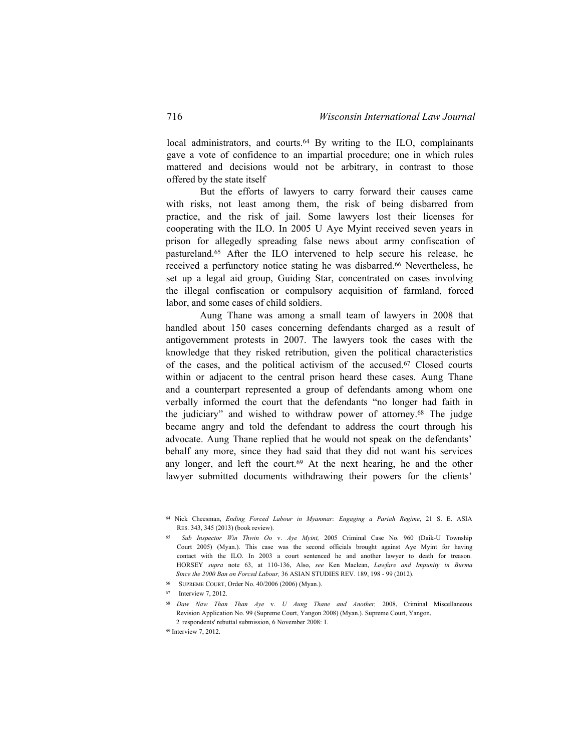local administrators, and courts.[64] By writing to the ILO, complainants gave a vote of confidence to an impartial procedure; one in which rules mattered and decisions would not be arbitrary, in contrast to those offered by the state itself

But the efforts of lawyers to carry forward their causes came with risks, not least among them, the risk of being disbarred from practice, and the risk of jail. Some lawyers lost their licenses for cooperating with the ILO. In 2005 U Aye Myint received seven years in prison for allegedly spreading false news about army confiscation of pastureland.[65] After the ILO intervened to help secure his release, he received a perfunctory notice stating he was disbarred.[66] Nevertheless, he set up a legal aid group, Guiding Star, concentrated on cases involving the illegal confiscation or compulsory acquisition of farmland, forced labor, and some cases of child soldiers.

Aung Thane was among a small team of lawyers in 2008 that handled about 150 cases concerning defendants charged as a result of antigovernment protests in 2007. The lawyers took the cases with the knowledge that they risked retribution, given the political characteristics of the cases, and the political activism of the accused.[67] Closed courts within or adjacent to the central prison heard these cases. Aung Thane and a counterpart represented a group of defendants among whom one verbally informed the court that the defendants "no longer had faith in the judiciary" and wished to withdraw power of attorney.[68] The judge became angry and told the defendant to address the court through his advocate. Aung Thane replied that he would not speak on the defendants' behalf any more, since they had said that they did not want his services any longer, and left the court.[69] At the next hearing, he and the other lawyer submitted documents withdrawing their powers for the clients'

---

[64] Nick Cheesman, *Ending Forced Labour in Myanmar: Engaging a Pariah Regime*, 21 S. E. ASIA RES. 343, 345 (2013) (book review).

[65] *Sub Inspector Win Thwin Oo* v. *Aye Myint,* 2005 Criminal Case No. 960 (Daik-U Township Court 2005) (Myan.). This case was the second officials brought against Aye Myint for having contact with the ILO. In 2003 a court sentenced he and another lawyer to death for treason. HORSEY *supra* note 63, at 110-136, Also, *see* Ken Maclean, *Lawfare and Impunity in Burma Since the 2000 Ban on Forced Labour,* 36 ASIAN STUDIES REV. 189, 198 - 99 (2012).

[66] SUPREME COURT, Order No. 40/2006 (2006) (Myan.).

[67] Interview 7, 2012.

[68] *Daw Naw Than Than Aye* v. *U Aung Thane and Another,* 2008, Criminal Miscellaneous Revision Application No. 99 (Supreme Court, Yangon 2008) (Myan.). Supreme Court, Yangon, 2 respondents' rebuttal submission, 6 November 2008: 1.

[69] Interview 7, 2012.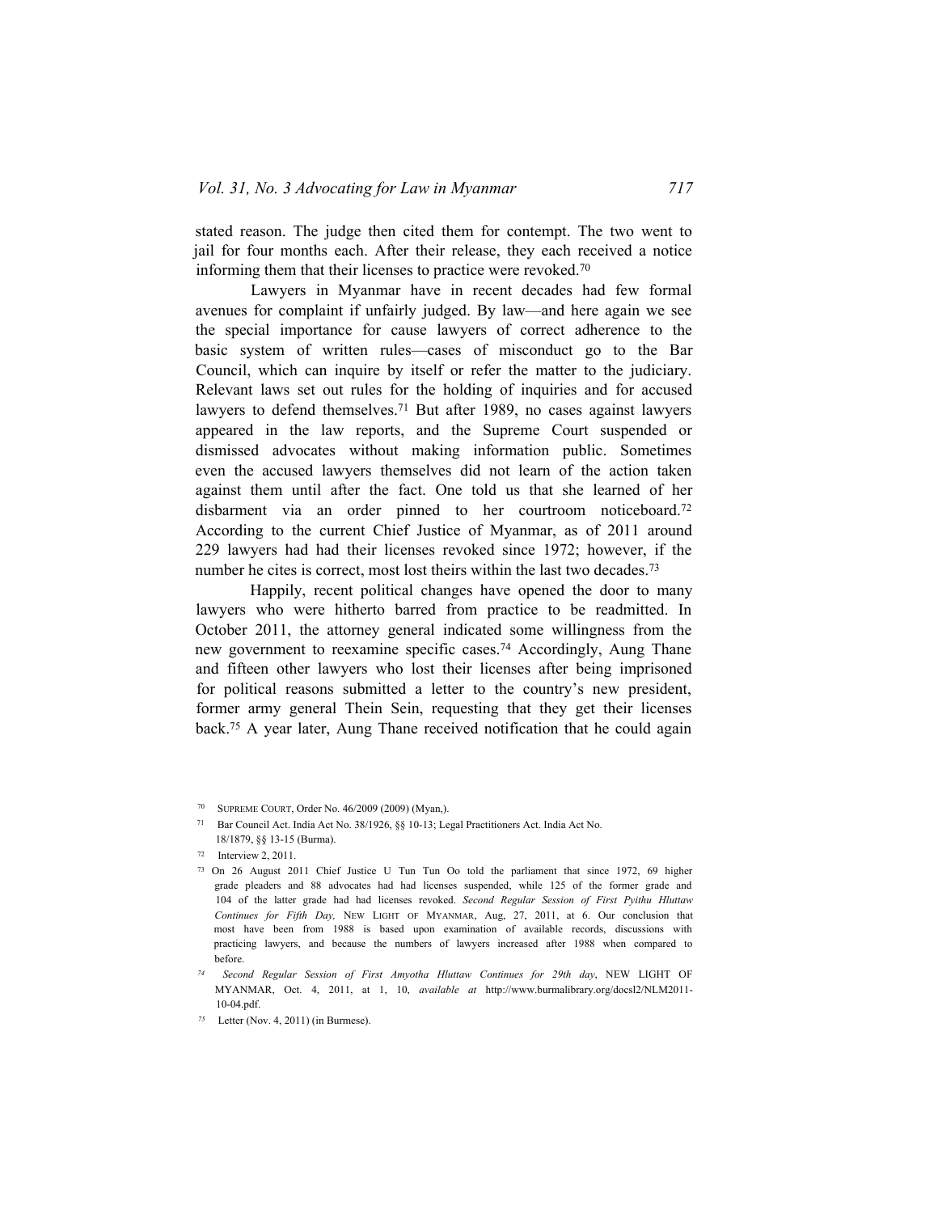stated reason. The judge then cited them for contempt. The two went to jail for four months each. After their release, they each received a notice informing them that their licenses to practice were revoked.[70]

Lawyers in Myanmar have in recent decades had few formal avenues for complaint if unfairly judged. By law—and here again we see the special importance for cause lawyers of correct adherence to the basic system of written rules—cases of misconduct go to the Bar Council, which can inquire by itself or refer the matter to the judiciary. Relevant laws set out rules for the holding of inquiries and for accused lawyers to defend themselves.[71] But after 1989, no cases against lawyers appeared in the law reports, and the Supreme Court suspended or dismissed advocates without making information public. Sometimes even the accused lawyers themselves did not learn of the action taken against them until after the fact. One told us that she learned of her disbarment via an order pinned to her courtroom noticeboard.[72] According to the current Chief Justice of Myanmar, as of 2011 around 229 lawyers had had their licenses revoked since 1972; however, if the number he cites is correct, most lost theirs within the last two decades.[73]

Happily, recent political changes have opened the door to many lawyers who were hitherto barred from practice to be readmitted. In October 2011, the attorney general indicated some willingness from the new government to reexamine specific cases.[74] Accordingly, Aung Thane and fifteen other lawyers who lost their licenses after being imprisoned for political reasons submitted a letter to the country's new president, former army general Thein Sein, requesting that they get their licenses back.[75] A year later, Aung Thane received notification that he could again

---

[70] SUPREME COURT, Order No. 46/2009 (2009) (Myan,).

[71] Bar Council Act. India Act No. 38/1926, §§ 10-13; Legal Practitioners Act. India Act No. 18/1879, §§ 13-15 (Burma).

[72] Interview 2, 2011.

[73] On 26 August 2011 Chief Justice U Tun Tun Oo told the parliament that since 1972, 69 higher grade pleaders and 88 advocates had had licenses suspended, while 125 of the former grade and 104 of the latter grade had had licenses revoked. *Second Regular Session of First Pyithu Hluttaw Continues for Fifth Day,* NEW LIGHT OF MYANMAR, Aug, 27, 2011, at 6. Our conclusion that most have been from 1988 is based upon examination of available records, discussions with practicing lawyers, and because the numbers of lawyers increased after 1988 when compared to before.

[74] *Second Regular Session of First Amyotha Hluttaw Continues for 29th day*, NEW LIGHT OF MYANMAR, Oct. 4, 2011, at 1, 10, *available at* http://www.burmalibrary.org/docsl2/NLM2011-10-04.pdf.

[75] Letter (Nov. 4, 2011) (in Burmese).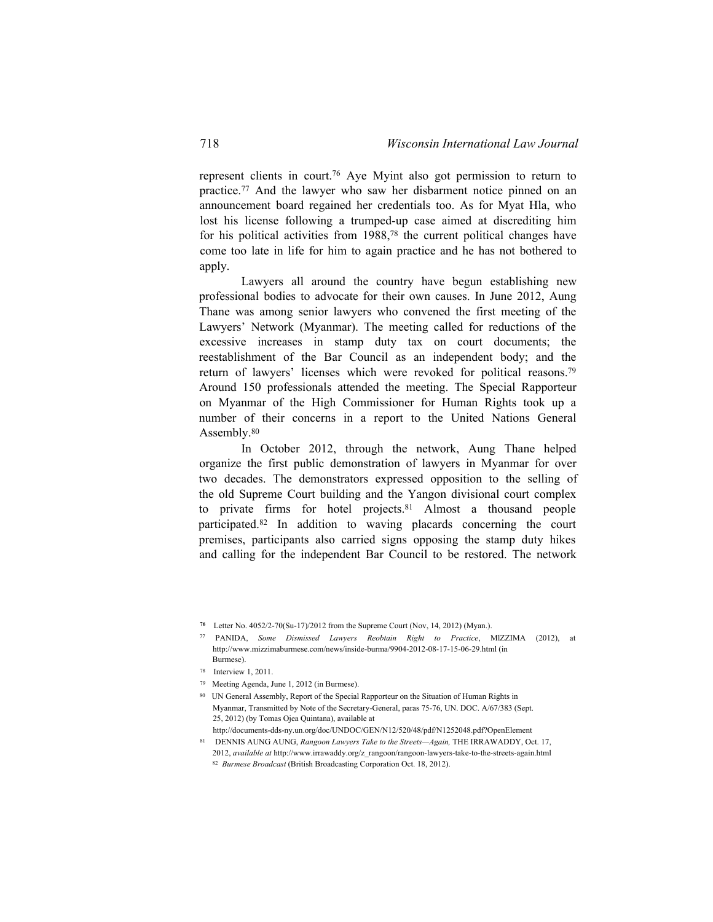represent clients in court.[76] Aye Myint also got permission to return to practice.[77] And the lawyer who saw her disbarment notice pinned on an announcement board regained her credentials too. As for Myat Hla, who lost his license following a trumped-up case aimed at discrediting him for his political activities from 1988,[78] the current political changes have come too late in life for him to again practice and he has not bothered to apply.

Lawyers all around the country have begun establishing new professional bodies to advocate for their own causes. In June 2012, Aung Thane was among senior lawyers who convened the first meeting of the Lawyers' Network (Myanmar). The meeting called for reductions of the excessive increases in stamp duty tax on court documents; the reestablishment of the Bar Council as an independent body; and the return of lawyers' licenses which were revoked for political reasons.[79] Around 150 professionals attended the meeting. The Special Rapporteur on Myanmar of the High Commissioner for Human Rights took up a number of their concerns in a report to the United Nations General Assembly.[80]

In October 2012, through the network, Aung Thane helped organize the first public demonstration of lawyers in Myanmar for over two decades. The demonstrators expressed opposition to the selling of the old Supreme Court building and the Yangon divisional court complex to private firms for hotel projects.[81] Almost a thousand people participated.[82] In addition to waving placards concerning the court premises, participants also carried signs opposing the stamp duty hikes and calling for the independent Bar Council to be restored. The network

---

[76] Letter No. 4052/2-70(Su-17)/2012 from the Supreme Court (Nov, 14, 2012) (Myan.).

[77] PANIDA, *Some Dismissed Lawyers Reobtain Right to Practice*, MIZZIMA (2012), at http://www.mizzimaburmese.com/news/inside-burma/9904-2012-08-17-15-06-29.html (in Burmese).

[78] Interview 1, 2011.

[79] Meeting Agenda, June 1, 2012 (in Burmese).

[80] UN General Assembly, Report of the Special Rapporteur on the Situation of Human Rights in Myanmar, Transmitted by Note of the Secretary-General, paras 75-76, UN. DOC. A/67/383 (Sept. 25, 2012) (by Tomas Ojea Quintana), available at http://documents-dds-ny.un.org/doc/UNDOC/GEN/N12/520/48/pdf/N1252048.pdf?OpenElement

[81] DENNIS AUNG AUNG, *Rangoon Lawyers Take to the Streets—Again,* THE IRRAWADDY, Oct. 17, 2012, *available at* http://www.irrawaddy.org/z_rangoon/rangoon-lawyers-take-to-the-streets-again.html

[82] *Burmese Broadcast* (British Broadcasting Corporation Oct. 18, 2012).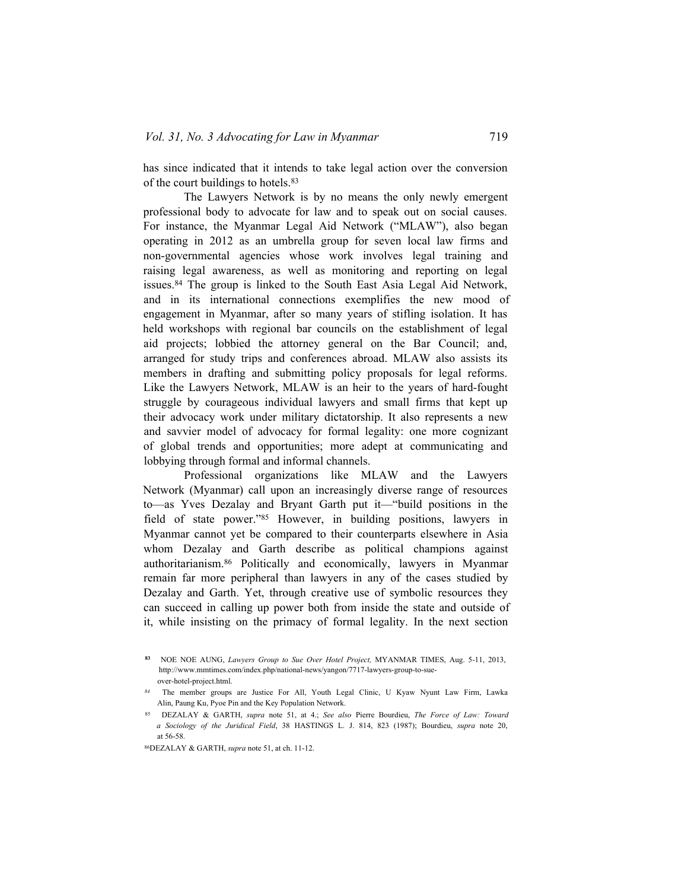has since indicated that it intends to take legal action over the conversion of the court buildings to hotels.[83]

The Lawyers Network is by no means the only newly emergent professional body to advocate for law and to speak out on social causes. For instance, the Myanmar Legal Aid Network ("MLAW"), also began operating in 2012 as an umbrella group for seven local law firms and non-governmental agencies whose work involves legal training and raising legal awareness, as well as monitoring and reporting on legal issues.[84] The group is linked to the South East Asia Legal Aid Network, and in its international connections exemplifies the new mood of engagement in Myanmar, after so many years of stifling isolation. It has held workshops with regional bar councils on the establishment of legal aid projects; lobbied the attorney general on the Bar Council; and, arranged for study trips and conferences abroad. MLAW also assists its members in drafting and submitting policy proposals for legal reforms. Like the Lawyers Network, MLAW is an heir to the years of hard-fought struggle by courageous individual lawyers and small firms that kept up their advocacy work under military dictatorship. It also represents a new and savvier model of advocacy for formal legality: one more cognizant of global trends and opportunities; more adept at communicating and lobbying through formal and informal channels.

Professional organizations like MLAW and the Lawyers Network (Myanmar) call upon an increasingly diverse range of resources to—as Yves Dezalay and Bryant Garth put it—"build positions in the field of state power."[85] However, in building positions, lawyers in Myanmar cannot yet be compared to their counterparts elsewhere in Asia whom Dezalay and Garth describe as political champions against authoritarianism.[86] Politically and economically, lawyers in Myanmar remain far more peripheral than lawyers in any of the cases studied by Dezalay and Garth. Yet, through creative use of symbolic resources they can succeed in calling up power both from inside the state and outside of it, while insisting on the primacy of formal legality. In the next section

[83] NOE NOE AUNG, *Lawyers Group to Sue Over Hotel Project,* MYANMAR TIMES, Aug. 5-11, 2013, http://www.mmtimes.com/index.php/national-news/yangon/7717-lawyers-group-to-sue-over-hotel-project.html.

[84] The member groups are Justice For All, Youth Legal Clinic, U Kyaw Nyunt Law Firm, Lawka Alin, Paung Ku, Pyoe Pin and the Key Population Network.

[85] DEZALAY & GARTH, *supra* note 51, at 4.; *See also* Pierre Bourdieu, *The Force of Law: Toward a Sociology of the Juridical Field*, 38 HASTINGS L. J. 814, 823 (1987); Bourdieu, *supra* note 20, at 56-58.

[86] DEZALAY & GARTH, *supra* note 51, at ch. 11-12.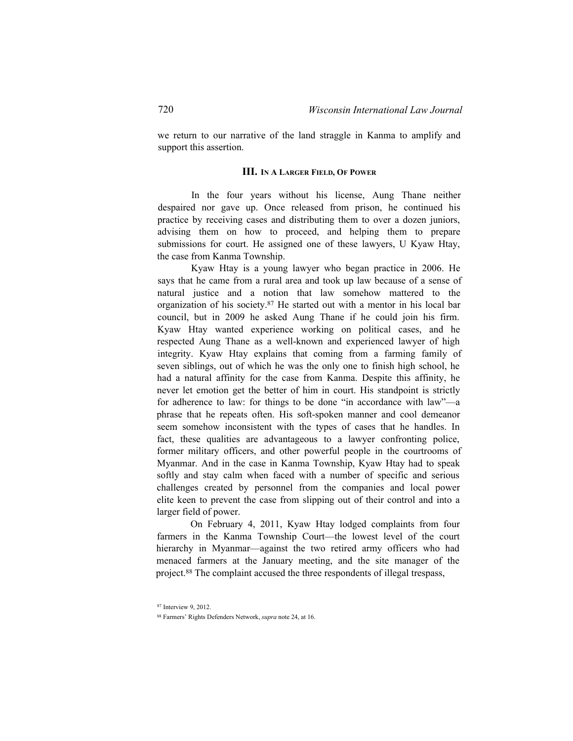we return to our narrative of the land straggle in Kanma to amplify and support this assertion.

## III. In A Larger Field, Of Power

In the four years without his license, Aung Thane neither despaired nor gave up. Once released from prison, he continued his practice by receiving cases and distributing them to over a dozen juniors, advising them on how to proceed, and helping them to prepare submissions for court. He assigned one of these lawyers, U Kyaw Htay, the case from Kanma Township.

Kyaw Htay is a young lawyer who began practice in 2006. He says that he came from a rural area and took up law because of a sense of natural justice and a notion that law somehow mattered to the organization of his society.[87] He started out with a mentor in his local bar council, but in 2009 he asked Aung Thane if he could join his firm. Kyaw Htay wanted experience working on political cases, and he respected Aung Thane as a well-known and experienced lawyer of high integrity. Kyaw Htay explains that coming from a farming family of seven siblings, out of which he was the only one to finish high school, he had a natural affinity for the case from Kanma. Despite this affinity, he never let emotion get the better of him in court. His standpoint is strictly for adherence to law: for things to be done "in accordance with law"—a phrase that he repeats often. His soft-spoken manner and cool demeanor seem somehow inconsistent with the types of cases that he handles. In fact, these qualities are advantageous to a lawyer confronting police, former military officers, and other powerful people in the courtrooms of Myanmar. And in the case in Kanma Township, Kyaw Htay had to speak softly and stay calm when faced with a number of specific and serious challenges created by personnel from the companies and local power elite keen to prevent the case from slipping out of their control and into a larger field of power.

On February 4, 2011, Kyaw Htay lodged complaints from four farmers in the Kanma Township Court—the lowest level of the court hierarchy in Myanmar—against the two retired army officers who had menaced farmers at the January meeting, and the site manager of the project.[88] The complaint accused the three respondents of illegal trespass,

[87] Interview 9, 2012.

[88] Farmers' Rights Defenders Network, *supra* note 24, at 16.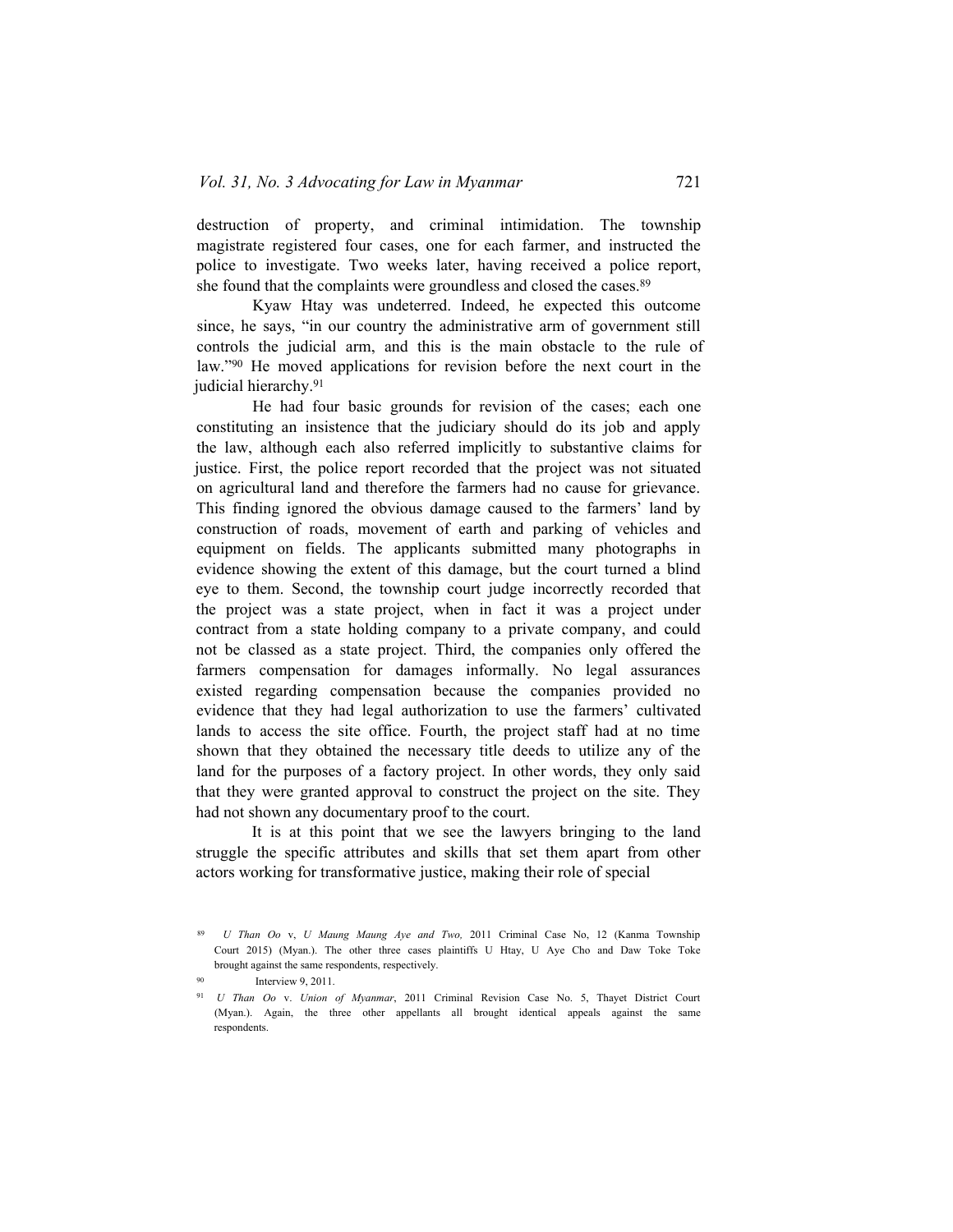destruction of property, and criminal intimidation. The township magistrate registered four cases, one for each farmer, and instructed the police to investigate. Two weeks later, having received a police report, she found that the complaints were groundless and closed the cases.[89]

Kyaw Htay was undeterred. Indeed, he expected this outcome since, he says, "in our country the administrative arm of government still controls the judicial arm, and this is the main obstacle to the rule of law."[90] He moved applications for revision before the next court in the judicial hierarchy.[91]

He had four basic grounds for revision of the cases; each one constituting an insistence that the judiciary should do its job and apply the law, although each also referred implicitly to substantive claims for justice. First, the police report recorded that the project was not situated on agricultural land and therefore the farmers had no cause for grievance. This finding ignored the obvious damage caused to the farmers' land by construction of roads, movement of earth and parking of vehicles and equipment on fields. The applicants submitted many photographs in evidence showing the extent of this damage, but the court turned a blind eye to them. Second, the township court judge incorrectly recorded that the project was a state project, when in fact it was a project under contract from a state holding company to a private company, and could not be classed as a state project. Third, the companies only offered the farmers compensation for damages informally. No legal assurances existed regarding compensation because the companies provided no evidence that they had legal authorization to use the farmers' cultivated lands to access the site office. Fourth, the project staff had at no time shown that they obtained the necessary title deeds to utilize any of the land for the purposes of a factory project. In other words, they only said that they were granted approval to construct the project on the site. They had not shown any documentary proof to the court.

It is at this point that we see the lawyers bringing to the land struggle the specific attributes and skills that set them apart from other actors working for transformative justice, making their role of special

---

[89] *U Than Oo* v. *U Maung Maung Aye and Two,* 2011 Criminal Case No, 12 (Kanma Township Court 2015) (Myan.). The other three cases plaintiffs U Htay, U Aye Cho and Daw Toke Toke brought against the same respondents, respectively.

[90] Interview 9, 2011.

[91] *U Than Oo* v. *Union of Myanmar*, 2011 Criminal Revision Case No. 5, Thayet District Court (Myan.). Again, the three other appellants all brought identical appeals against the same respondents.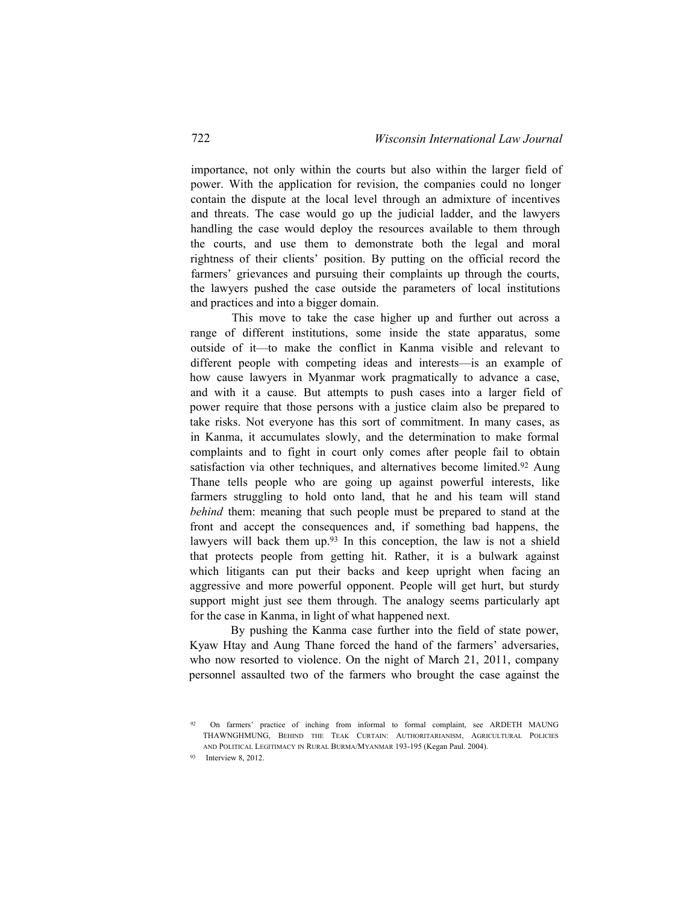importance, not only within the courts but also within the larger field of power. With the application for revision, the companies could no longer contain the dispute at the local level through an admixture of incentives and threats. The case would go up the judicial ladder, and the lawyers handling the case would deploy the resources available to them through the courts, and use them to demonstrate both the legal and moral rightness of their clients' position. By putting on the official record the farmers' grievances and pursuing their complaints up through the courts, the lawyers pushed the case outside the parameters of local institutions and practices and into a bigger domain.

This move to take the case higher up and further out across a range of different institutions, some inside the state apparatus, some outside of it—to make the conflict in Kanma visible and relevant to different people with competing ideas and interests—is an example of how cause lawyers in Myanmar work pragmatically to advance a case, and with it a cause. But attempts to push cases into a larger field of power require that those persons with a justice claim also be prepared to take risks. Not everyone has this sort of commitment. In many cases, as in Kanma, it accumulates slowly, and the determination to make formal complaints and to fight in court only comes after people fail to obtain satisfaction via other techniques, and alternatives become limited.[92] Aung Thane tells people who are going up against powerful interests, like farmers struggling to hold onto land, that he and his team will stand *behind* them: meaning that such people must be prepared to stand at the front and accept the consequences and, if something bad happens, the lawyers will back them up.[93] In this conception, the law is not a shield that protects people from getting hit. Rather, it is a bulwark against which litigants can put their backs and keep upright when facing an aggressive and more powerful opponent. People will get hurt, but sturdy support might just see them through. The analogy seems particularly apt for the case in Kanma, in light of what happened next.

By pushing the Kanma case further into the field of state power, Kyaw Htay and Aung Thane forced the hand of the farmers' adversaries, who now resorted to violence. On the night of March 21, 2011, company personnel assaulted two of the farmers who brought the case against the

---

92 On farmers' practice of inching from informal to formal complaint, see ARDETH MAUNG THAWNGHMUNG, BEHIND THE TEAK CURTAIN: AUTHORITARIANISM, AGRICULTURAL POLICIES AND POLITICAL LEGITIMACY IN RURAL BURMA/MYANMAR 193-195 (Kegan Paul. 2004).

93 Interview 8, 2012.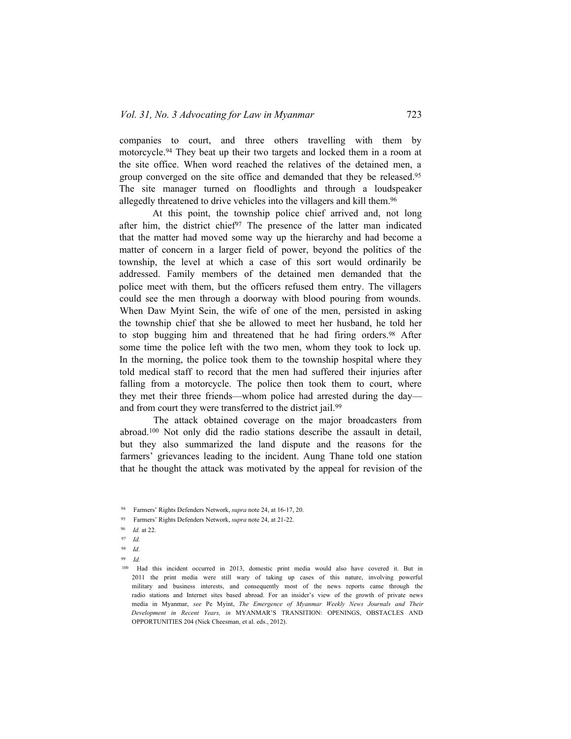companies to court, and three others travelling with them by motorcycle.[94] They beat up their two targets and locked them in a room at the site office. When word reached the relatives of the detained men, a group converged on the site office and demanded that they be released.[95] The site manager turned on floodlights and through a loudspeaker allegedly threatened to drive vehicles into the villagers and kill them.[96]

At this point, the township police chief arrived and, not long after him, the district chief[97] The presence of the latter man indicated that the matter had moved some way up the hierarchy and had become a matter of concern in a larger field of power, beyond the politics of the township, the level at which a case of this sort would ordinarily be addressed. Family members of the detained men demanded that the police meet with them, but the officers refused them entry. The villagers could see the men through a doorway with blood pouring from wounds. When Daw Myint Sein, the wife of one of the men, persisted in asking the township chief that she be allowed to meet her husband, he told her to stop bugging him and threatened that he had firing orders.[98] After some time the police left with the two men, whom they took to lock up. In the morning, the police took them to the township hospital where they told medical staff to record that the men had suffered their injuries after falling from a motorcycle. The police then took them to court, where they met their three friends—whom police had arrested during the day—and from court they were transferred to the district jail.[99]

The attack obtained coverage on the major broadcasters from abroad.[100] Not only did the radio stations describe the assault in detail, but they also summarized the land dispute and the reasons for the farmers' grievances leading to the incident. Aung Thane told one station that he thought the attack was motivated by the appeal for revision of the

---

[94] Farmers' Rights Defenders Network, *supra* note 24, at 16-17, 20.

[95] Farmers' Rights Defenders Network, *supra* note 24, at 21-22.

[96] *Id.* at 22.

[97] *Id.*

[98] *Id.*

[99] *Id.*

[100] Had this incident occurred in 2013, domestic print media would also have covered it. But in 2011 the print media were still wary of taking up cases of this nature, involving powerful military and business interests, and consequently most of the news reports came through the radio stations and Internet sites based abroad. For an insider's view of the growth of private news media in Myanmar, *see* Pe Myint, *The Emergence of Myanmar Weekly News Journals and Their Development in Recent Years, in* MYANMAR'S TRANSITION: OPENINGS, OBSTACLES AND OPPORTUNITIES 204 (Nick Cheesman, et al. eds., 2012).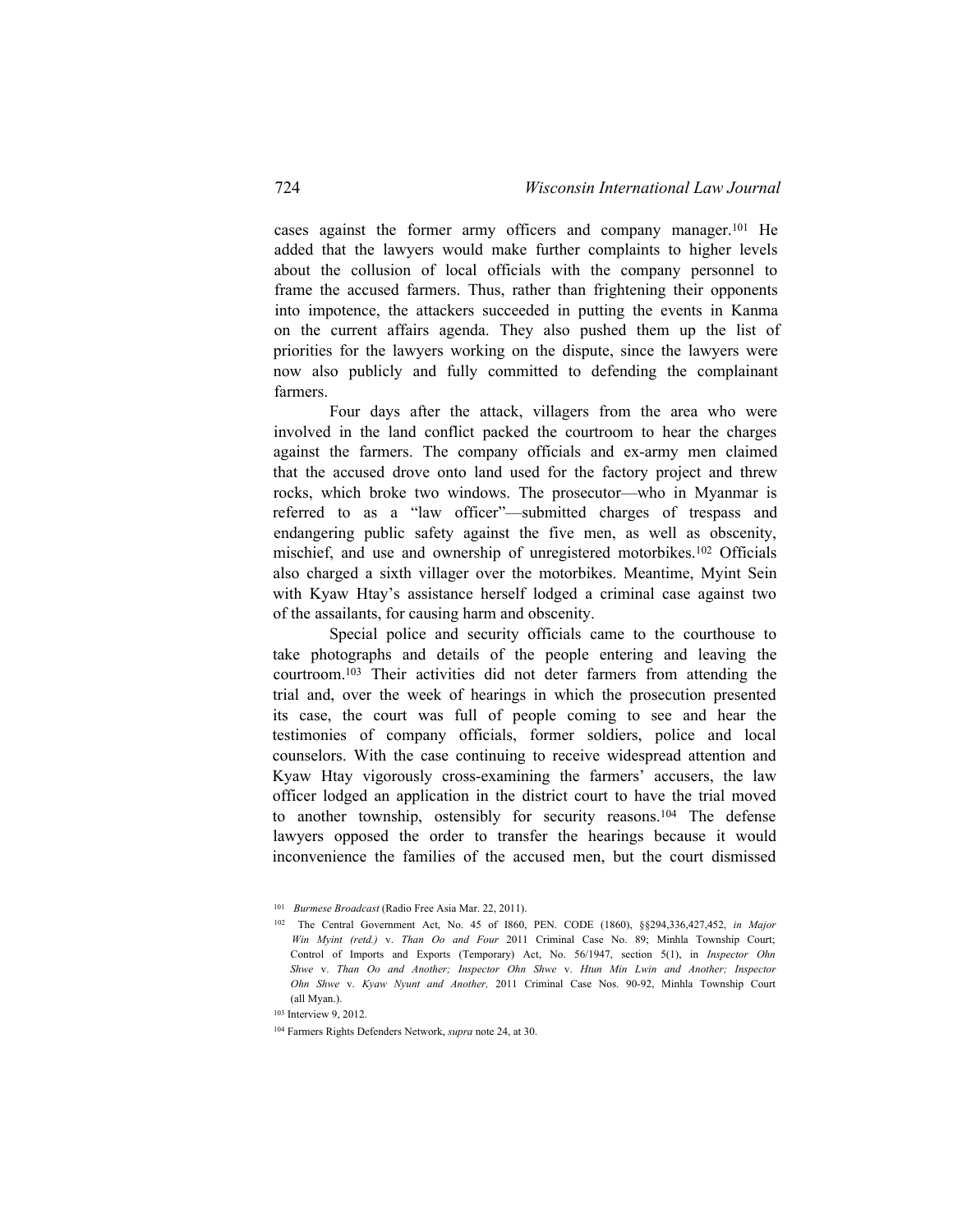cases against the former army officers and company manager.[101] He added that the lawyers would make further complaints to higher levels about the collusion of local officials with the company personnel to frame the accused farmers. Thus, rather than frightening their opponents into impotence, the attackers succeeded in putting the events in Kanma on the current affairs agenda. They also pushed them up the list of priorities for the lawyers working on the dispute, since the lawyers were now also publicly and fully committed to defending the complainant farmers.

Four days after the attack, villagers from the area who were involved in the land conflict packed the courtroom to hear the charges against the farmers. The company officials and ex-army men claimed that the accused drove onto land used for the factory project and threw rocks, which broke two windows. The prosecutor—who in Myanmar is referred to as a "law officer"—submitted charges of trespass and endangering public safety against the five men, as well as obscenity, mischief, and use and ownership of unregistered motorbikes.[102] Officials also charged a sixth villager over the motorbikes. Meantime, Myint Sein with Kyaw Htay's assistance herself lodged a criminal case against two of the assailants, for causing harm and obscenity.

Special police and security officials came to the courthouse to take photographs and details of the people entering and leaving the courtroom.[103] Their activities did not deter farmers from attending the trial and, over the week of hearings in which the prosecution presented its case, the court was full of people coming to see and hear the testimonies of company officials, former soldiers, police and local counselors. With the case continuing to receive widespread attention and Kyaw Htay vigorously cross-examining the farmers' accusers, the law officer lodged an application in the district court to have the trial moved to another township, ostensibly for security reasons.[104] The defense lawyers opposed the order to transfer the hearings because it would inconvenience the families of the accused men, but the court dismissed

---

[101] *Burmese Broadcast* (Radio Free Asia Mar. 22, 2011).

[102] The Central Government Act, No. 45 of I860, PEN. CODE (1860), §§294,336,427,452, *in Major Win Myint (retd.)* v. *Than Oo and Four* 2011 Criminal Case No. 89; Minhla Township Court; Control of Imports and Exports (Temporary) Act, No. 56/1947, section 5(1), in *Inspector Ohn Shwe* v. *Than Oo and Another; Inspector Ohn Shwe* v. *Htun Min Lwin and Another; Inspector Ohn Shwe* v. *Kyaw Nyunt and Another,* 2011 Criminal Case Nos. 90-92, Minhla Township Court (all Myan.).

[103] Interview 9, 2012.

[104] Farmers Rights Defenders Network, *supra* note 24, at 30.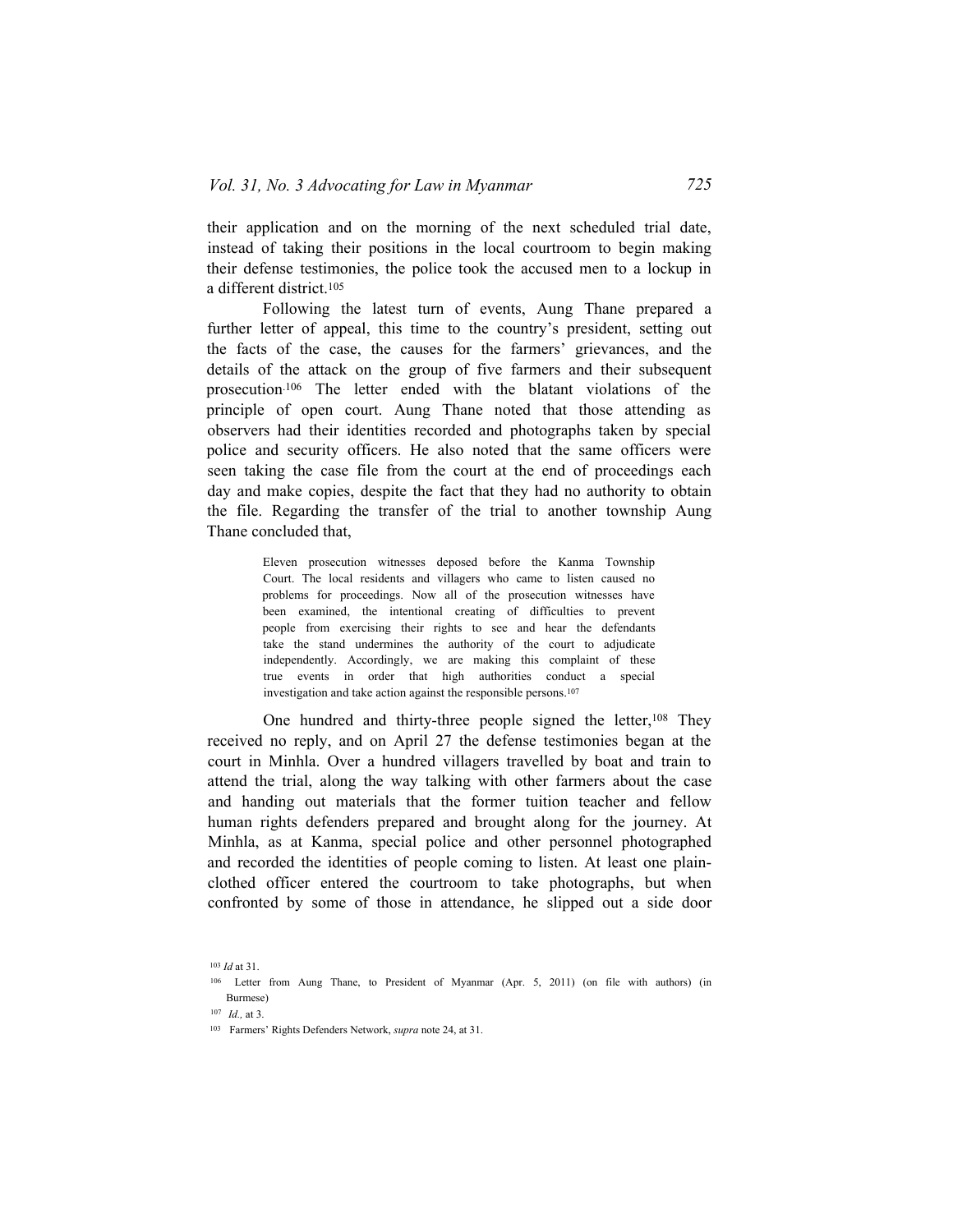their application and on the morning of the next scheduled trial date, instead of taking their positions in the local courtroom to begin making their defense testimonies, the police took the accused men to a lockup in a different district.[105]

Following the latest turn of events, Aung Thane prepared a further letter of appeal, this time to the country's president, setting out the facts of the case, the causes for the farmers' grievances, and the details of the attack on the group of five farmers and their subsequent prosecution.[106] The letter ended with the blatant violations of the principle of open court. Aung Thane noted that those attending as observers had their identities recorded and photographs taken by special police and security officers. He also noted that the same officers were seen taking the case file from the court at the end of proceedings each day and make copies, despite the fact that they had no authority to obtain the file. Regarding the transfer of the trial to another township Aung Thane concluded that,

> Eleven prosecution witnesses deposed before the Kanma Township Court. The local residents and villagers who came to listen caused no problems for proceedings. Now all of the prosecution witnesses have been examined, the intentional creating of difficulties to prevent people from exercising their rights to see and hear the defendants take the stand undermines the authority of the court to adjudicate independently. Accordingly, we are making this complaint of these true events in order that high authorities conduct a special investigation and take action against the responsible persons.[107]

One hundred and thirty-three people signed the letter,[108] They received no reply, and on April 27 the defense testimonies began at the court in Minhla. Over a hundred villagers travelled by boat and train to attend the trial, along the way talking with other farmers about the case and handing out materials that the former tuition teacher and fellow human rights defenders prepared and brought along for the journey. At Minhla, as at Kanma, special police and other personnel photographed and recorded the identities of people coming to listen. At least one plain-clothed officer entered the courtroom to take photographs, but when confronted by some of those in attendance, he slipped out a side door

---

[103] *Id* at 31.

[106] Letter from Aung Thane, to President of Myanmar (Apr. 5, 2011) (on file with authors) (in Burmese)

[107] *Id.,* at 3.

[103] Farmers' Rights Defenders Network, *supra* note 24, at 31.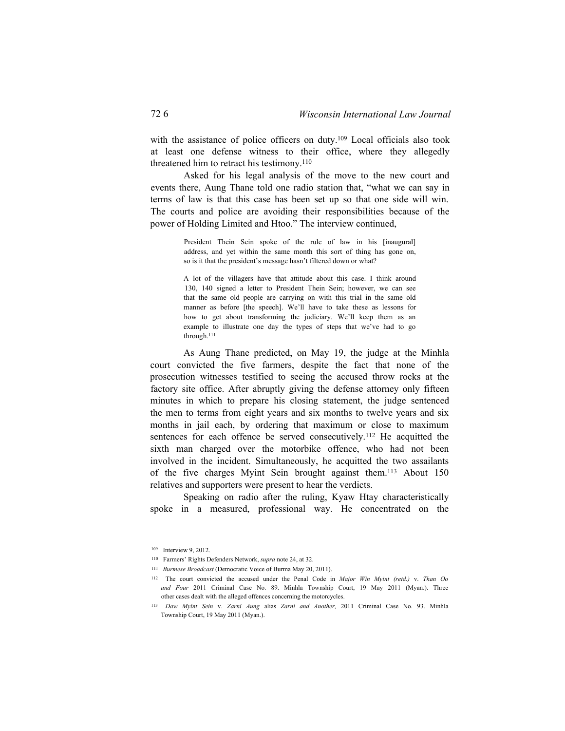with the assistance of police officers on duty.[109] Local officials also took at least one defense witness to their office, where they allegedly threatened him to retract his testimony.[110]

Asked for his legal analysis of the move to the new court and events there, Aung Thane told one radio station that, "what we can say in terms of law is that this case has been set up so that one side will win. The courts and police are avoiding their responsibilities because of the power of Holding Limited and Htoo." The interview continued,

> President Thein Sein spoke of the rule of law in his [inaugural] address, and yet within the same month this sort of thing has gone on, so is it that the president's message hasn't filtered down or what?
>
> A lot of the villagers have that attitude about this case. I think around 130, 140 signed a letter to President Thein Sein; however, we can see that the same old people are carrying on with this trial in the same old manner as before [the speech]. We'll have to take these as lessons for how to get about transforming the judiciary. We'll keep them as an example to illustrate one day the types of steps that we've had to go through.[111]

As Aung Thane predicted, on May 19, the judge at the Minhla court convicted the five farmers, despite the fact that none of the prosecution witnesses testified to seeing the accused throw rocks at the factory site office. After abruptly giving the defense attorney only fifteen minutes in which to prepare his closing statement, the judge sentenced the men to terms from eight years and six months to twelve years and six months in jail each, by ordering that maximum or close to maximum sentences for each offence be served consecutively.[112] He acquitted the sixth man charged over the motorbike offence, who had not been involved in the incident. Simultaneously, he acquitted the two assailants of the five charges Myint Sein brought against them.[113] About 150 relatives and supporters were present to hear the verdicts.

Speaking on radio after the ruling, Kyaw Htay characteristically spoke in a measured, professional way. He concentrated on the

---

[109] Interview 9, 2012.

[110] Farmers' Rights Defenders Network, *supra* note 24, at 32.

[111] *Burmese Broadcast* (Democratic Voice of Burma May 20, 2011).

[112] The court convicted the accused under the Penal Code in *Major Win Myint (retd.)* v. *Than Oo and Four* 2011 Criminal Case No. 89. Minhla Township Court, 19 May 2011 (Myan.). Three other cases dealt with the alleged offences concerning the motorcycles.

[113] *Daw Myint Sein* v. *Zarni Aung* alias *Zarni and Another,* 2011 Criminal Case No. 93. Minhla Township Court, 19 May 2011 (Myan.).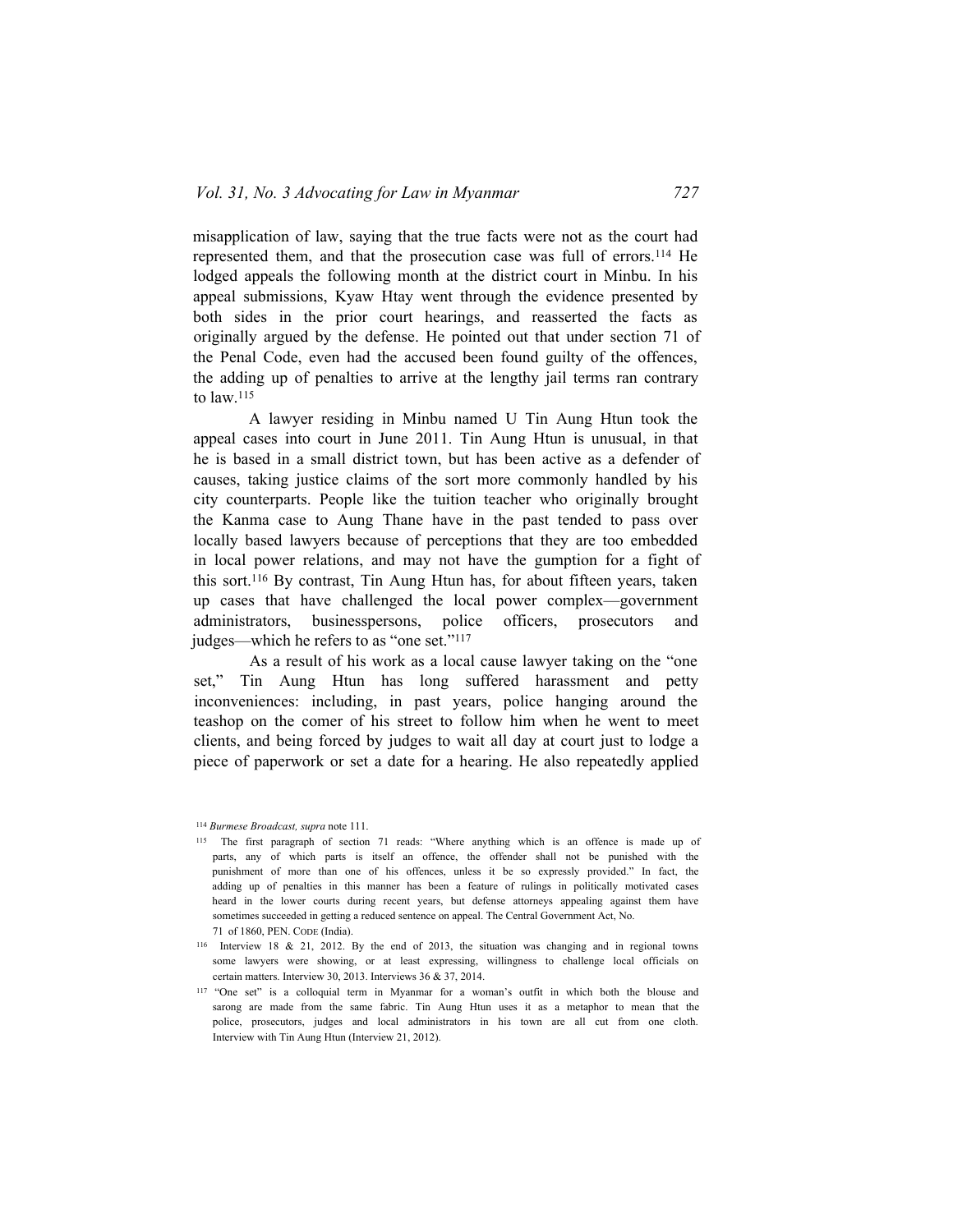misapplication of law, saying that the true facts were not as the court had represented them, and that the prosecution case was full of errors.[114] He lodged appeals the following month at the district court in Minbu. In his appeal submissions, Kyaw Htay went through the evidence presented by both sides in the prior court hearings, and reasserted the facts as originally argued by the defense. He pointed out that under section 71 of the Penal Code, even had the accused been found guilty of the offences, the adding up of penalties to arrive at the lengthy jail terms ran contrary to law.[115]

A lawyer residing in Minbu named U Tin Aung Htun took the appeal cases into court in June 2011. Tin Aung Htun is unusual, in that he is based in a small district town, but has been active as a defender of causes, taking justice claims of the sort more commonly handled by his city counterparts. People like the tuition teacher who originally brought the Kanma case to Aung Thane have in the past tended to pass over locally based lawyers because of perceptions that they are too embedded in local power relations, and may not have the gumption for a fight of this sort.[116] By contrast, Tin Aung Htun has, for about fifteen years, taken up cases that have challenged the local power complex—government administrators, businesspersons, police officers, prosecutors and judges—which he refers to as "one set."[117]

As a result of his work as a local cause lawyer taking on the "one set," Tin Aung Htun has long suffered harassment and petty inconveniences: including, in past years, police hanging around the teashop on the comer of his street to follow him when he went to meet clients, and being forced by judges to wait all day at court just to lodge a piece of paperwork or set a date for a hearing. He also repeatedly applied

[114] *Burmese Broadcast, supra* note 111.

[115] The first paragraph of section 71 reads: "Where anything which is an offence is made up of parts, any of which parts is itself an offence, the offender shall not be punished with the punishment of more than one of his offences, unless it be so expressly provided." In fact, the adding up of penalties in this manner has been a feature of rulings in politically motivated cases heard in the lower courts during recent years, but defense attorneys appealing against them have sometimes succeeded in getting a reduced sentence on appeal. The Central Government Act, No. 71 of 1860, PEN. CODE (India).

[116] Interview 18 & 21, 2012. By the end of 2013, the situation was changing and in regional towns some lawyers were showing, or at least expressing, willingness to challenge local officials on certain matters. Interview 30, 2013. Interviews 36 & 37, 2014.

[117] "One set" is a colloquial term in Myanmar for a woman's outfit in which both the blouse and sarong are made from the same fabric. Tin Aung Htun uses it as a metaphor to mean that the police, prosecutors, judges and local administrators in his town are all cut from one cloth. Interview with Tin Aung Htun (Interview 21, 2012).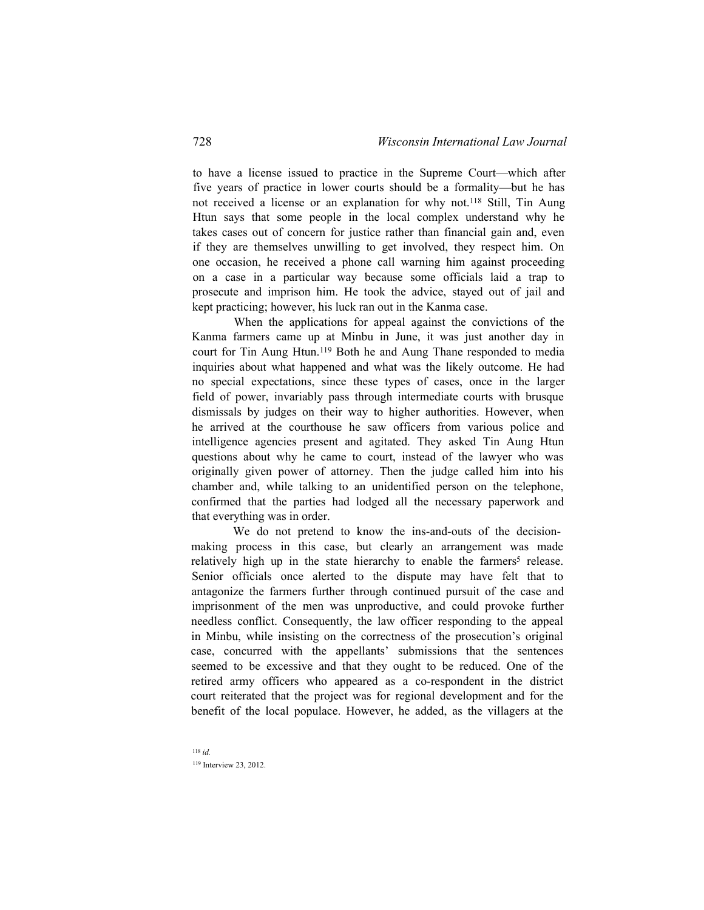to have a license issued to practice in the Supreme Court—which after five years of practice in lower courts should be a formality—but he has not received a license or an explanation for why not.[118] Still, Tin Aung Htun says that some people in the local complex understand why he takes cases out of concern for justice rather than financial gain and, even if they are themselves unwilling to get involved, they respect him. On one occasion, he received a phone call warning him against proceeding on a case in a particular way because some officials laid a trap to prosecute and imprison him. He took the advice, stayed out of jail and kept practicing; however, his luck ran out in the Kanma case.

When the applications for appeal against the convictions of the Kanma farmers came up at Minbu in June, it was just another day in court for Tin Aung Htun.[119] Both he and Aung Thane responded to media inquiries about what happened and what was the likely outcome. He had no special expectations, since these types of cases, once in the larger field of power, invariably pass through intermediate courts with brusque dismissals by judges on their way to higher authorities. However, when he arrived at the courthouse he saw officers from various police and intelligence agencies present and agitated. They asked Tin Aung Htun questions about why he came to court, instead of the lawyer who was originally given power of attorney. Then the judge called him into his chamber and, while talking to an unidentified person on the telephone, confirmed that the parties had lodged all the necessary paperwork and that everything was in order.

We do not pretend to know the ins-and-outs of the decision-making process in this case, but clearly an arrangement was made relatively high up in the state hierarchy to enable the farmers[5] release. Senior officials once alerted to the dispute may have felt that to antagonize the farmers further through continued pursuit of the case and imprisonment of the men was unproductive, and could provoke further needless conflict. Consequently, the law officer responding to the appeal in Minbu, while insisting on the correctness of the prosecution's original case, concurred with the appellants' submissions that the sentences seemed to be excessive and that they ought to be reduced. One of the retired army officers who appeared as a co-respondent in the district court reiterated that the project was for regional development and for the benefit of the local populace. However, he added, as the villagers at the

[118] *id.*

[119] Interview 23, 2012.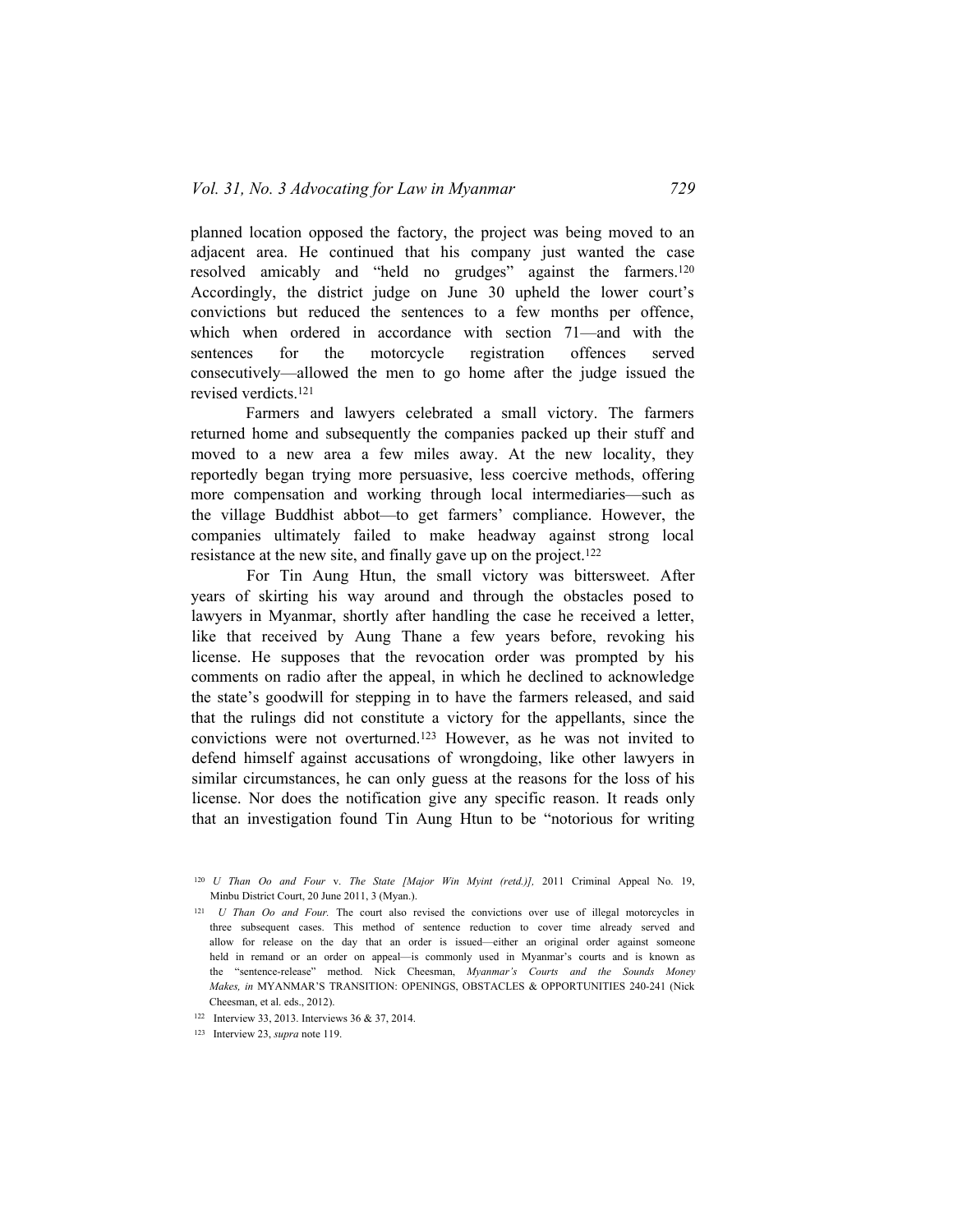planned location opposed the factory, the project was being moved to an adjacent area. He continued that his company just wanted the case resolved amicably and "held no grudges" against the farmers.[120] Accordingly, the district judge on June 30 upheld the lower court's convictions but reduced the sentences to a few months per offence, which when ordered in accordance with section 71—and with the sentences for the motorcycle registration offences served consecutively—allowed the men to go home after the judge issued the revised verdicts.[121]

Farmers and lawyers celebrated a small victory. The farmers returned home and subsequently the companies packed up their stuff and moved to a new area a few miles away. At the new locality, they reportedly began trying more persuasive, less coercive methods, offering more compensation and working through local intermediaries—such as the village Buddhist abbot—to get farmers' compliance. However, the companies ultimately failed to make headway against strong local resistance at the new site, and finally gave up on the project.[122]

For Tin Aung Htun, the small victory was bittersweet. After years of skirting his way around and through the obstacles posed to lawyers in Myanmar, shortly after handling the case he received a letter, like that received by Aung Thane a few years before, revoking his license. He supposes that the revocation order was prompted by his comments on radio after the appeal, in which he declined to acknowledge the state's goodwill for stepping in to have the farmers released, and said that the rulings did not constitute a victory for the appellants, since the convictions were not overturned.[123] However, as he was not invited to defend himself against accusations of wrongdoing, like other lawyers in similar circumstances, he can only guess at the reasons for the loss of his license. Nor does the notification give any specific reason. It reads only that an investigation found Tin Aung Htun to be "notorious for writing

---

[120] *U Than Oo and Four* v. *The State [Major Win Myint (retd.)],* 2011 Criminal Appeal No. 19, Minbu District Court, 20 June 2011, 3 (Myan.).

[121] *U Than Oo and Four.* The court also revised the convictions over use of illegal motorcycles in three subsequent cases. This method of sentence reduction to cover time already served and allow for release on the day that an order is issued—either an original order against someone held in remand or an order on appeal—is commonly used in Myanmar's courts and is known as the "sentence-release" method. Nick Cheesman, *Myanmar's Courts and the Sounds Money Makes, in* MYANMAR'S TRANSITION: OPENINGS, OBSTACLES & OPPORTUNITIES 240-241 (Nick Cheesman, et al. eds., 2012).

[122] Interview 33, 2013. Interviews 36 & 37, 2014.

[123] Interview 23, *supra* note 119.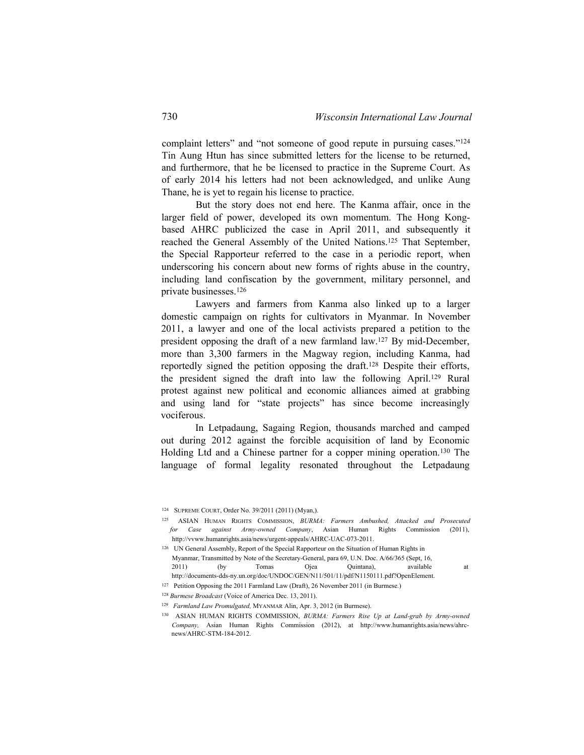complaint letters" and "not someone of good repute in pursuing cases."[124] Tin Aung Htun has since submitted letters for the license to be returned, and furthermore, that he be licensed to practice in the Supreme Court. As of early 2014 his letters had not been acknowledged, and unlike Aung Thane, he is yet to regain his license to practice.

But the story does not end here. The Kanma affair, once in the larger field of power, developed its own momentum. The Hong Kong-based AHRC publicized the case in April 2011, and subsequently it reached the General Assembly of the United Nations.[125] That September, the Special Rapporteur referred to the case in a periodic report, when underscoring his concern about new forms of rights abuse in the country, including land confiscation by the government, military personnel, and private businesses.[126]

Lawyers and farmers from Kanma also linked up to a larger domestic campaign on rights for cultivators in Myanmar. In November 2011, a lawyer and one of the local activists prepared a petition to the president opposing the draft of a new farmland law.[127] By mid-December, more than 3,300 farmers in the Magway region, including Kanma, had reportedly signed the petition opposing the draft.[128] Despite their efforts, the president signed the draft into law the following April.[129] Rural protest against new political and economic alliances aimed at grabbing and using land for "state projects" has since become increasingly vociferous.

In Letpadaung, Sagaing Region, thousands marched and camped out during 2012 against the forcible acquisition of land by Economic Holding Ltd and a Chinese partner for a copper mining operation.[130] The language of formal legality resonated throughout the Letpadaung

---

[124] SUPREME COURT, Order No. 39/2011 (2011) (Myan,).

[125] ASIAN HUMAN RIGHTS COMMISSION, *BURMA: Farmers Ambushed, Attacked and Prosecuted for Case against Army-owned Company*, Asian Human Rights Commission (2011), http://vvww.humanrights.asia/news/urgent-appeals/AHRC-UAC-073-2011.

[126] UN General Assembly, Report of the Special Rapporteur on the Situation of Human Rights in Myanmar, Transmitted by Note of the Secretary-General, para 69, U.N. Doc. A/66/365 (Sept, 16, 2011) (by Tomas Ojea Quintana), available at http://documents-dds-ny.un.org/doc/UNDOC/GEN/N11/501/11/pdf/N1150111.pdf?OpenElement.

[127] Petition Opposing the 2011 Farmland Law (Draft), 26 November 2011 (in Burmese.)

[128] *Burmese Broadcast* (Voice of America Dec. 13, 2011).

[129] *Farmland Law Promulgated,* MYANMAR Alin, Apr. 3, 2012 (in Burmese).

[130] ASIAN HUMAN RIGHTS COMMISSION, *BURMA: Farmers Rise Up at Land-grab by Army-owned Company,* Asian Human Rights Commission (2012), at http://www.humanrights.asia/news/ahrc-news/AHRC-STM-184-2012.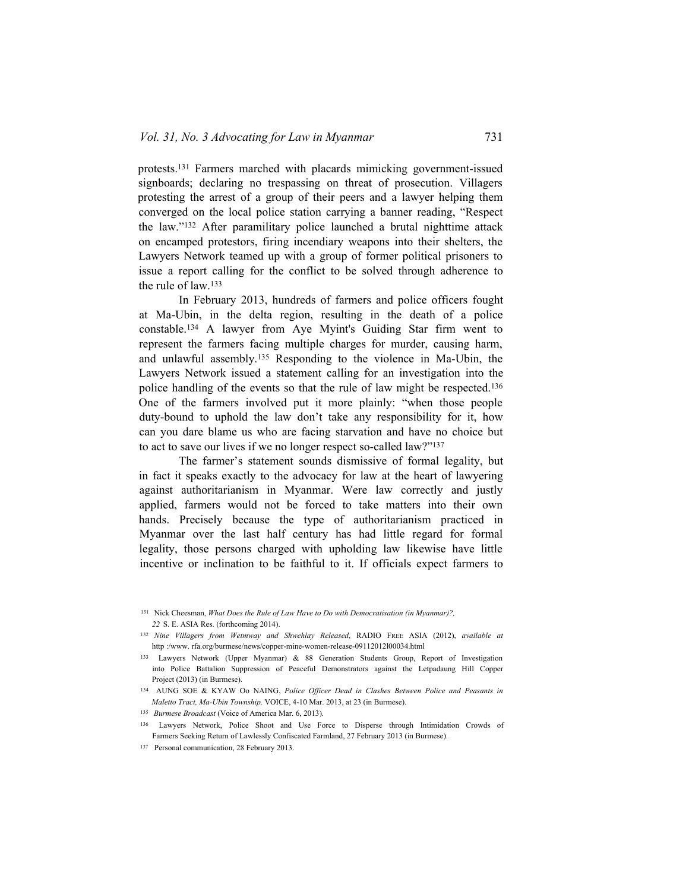protests.[131] Farmers marched with placards mimicking government-issued signboards; declaring no trespassing on threat of prosecution. Villagers protesting the arrest of a group of their peers and a lawyer helping them converged on the local police station carrying a banner reading, "Respect the law."[132] After paramilitary police launched a brutal nighttime attack on encamped protestors, firing incendiary weapons into their shelters, the Lawyers Network teamed up with a group of former political prisoners to issue a report calling for the conflict to be solved through adherence to the rule of law.[133]

In February 2013, hundreds of farmers and police officers fought at Ma-Ubin, in the delta region, resulting in the death of a police constable.[134] A lawyer from Aye Myint's Guiding Star firm went to represent the farmers facing multiple charges for murder, causing harm, and unlawful assembly.[135] Responding to the violence in Ma-Ubin, the Lawyers Network issued a statement calling for an investigation into the police handling of the events so that the rule of law might be respected.[136] One of the farmers involved put it more plainly: "when those people duty-bound to uphold the law don't take any responsibility for it, how can you dare blame us who are facing starvation and have no choice but to act to save our lives if we no longer respect so-called law?"[137]

The farmer's statement sounds dismissive of formal legality, but in fact it speaks exactly to the advocacy for law at the heart of lawyering against authoritarianism in Myanmar. Were law correctly and justly applied, farmers would not be forced to take matters into their own hands. Precisely because the type of authoritarianism practiced in Myanmar over the last half century has had little regard for formal legality, those persons charged with upholding law likewise have little incentive or inclination to be faithful to it. If officials expect farmers to

---

[131] Nick Cheesman, *What Does the Rule of Law Have to Do with Democratisation (in Myanmar)?*, *22* S. E. ASIA Res. (forthcoming 2014).

[132] *Nine Villagers from Wetmway and Shwehlay Released*, RADIO FREE ASIA (2012), *available at* http :/www. rfa.org/burmese/news/copper-mine-women-release-09112012l00034.html

[133] Lawyers Network (Upper Myanmar) & 88 Generation Students Group, Report of Investigation into Police Battalion Suppression of Peaceful Demonstrators against the Letpadaung Hill Copper Project (2013) (in Burmese).

[134] AUNG SOE & KYAW Oo NAING, *Police Officer Dead in Clashes Between Police and Peasants in Maletto Tract, Ma-Ubin Township,* VOICE, 4-10 Mar. 2013, at 23 (in Burmese).

[135] *Burmese Broadcast* (Voice of America Mar. 6, 2013).

[136] Lawyers Network, Police Shoot and Use Force to Disperse through Intimidation Crowds of Farmers Seeking Return of Lawlessly Confiscated Farmland, 27 February 2013 (in Burmese).

[137] Personal communication, 28 February 2013.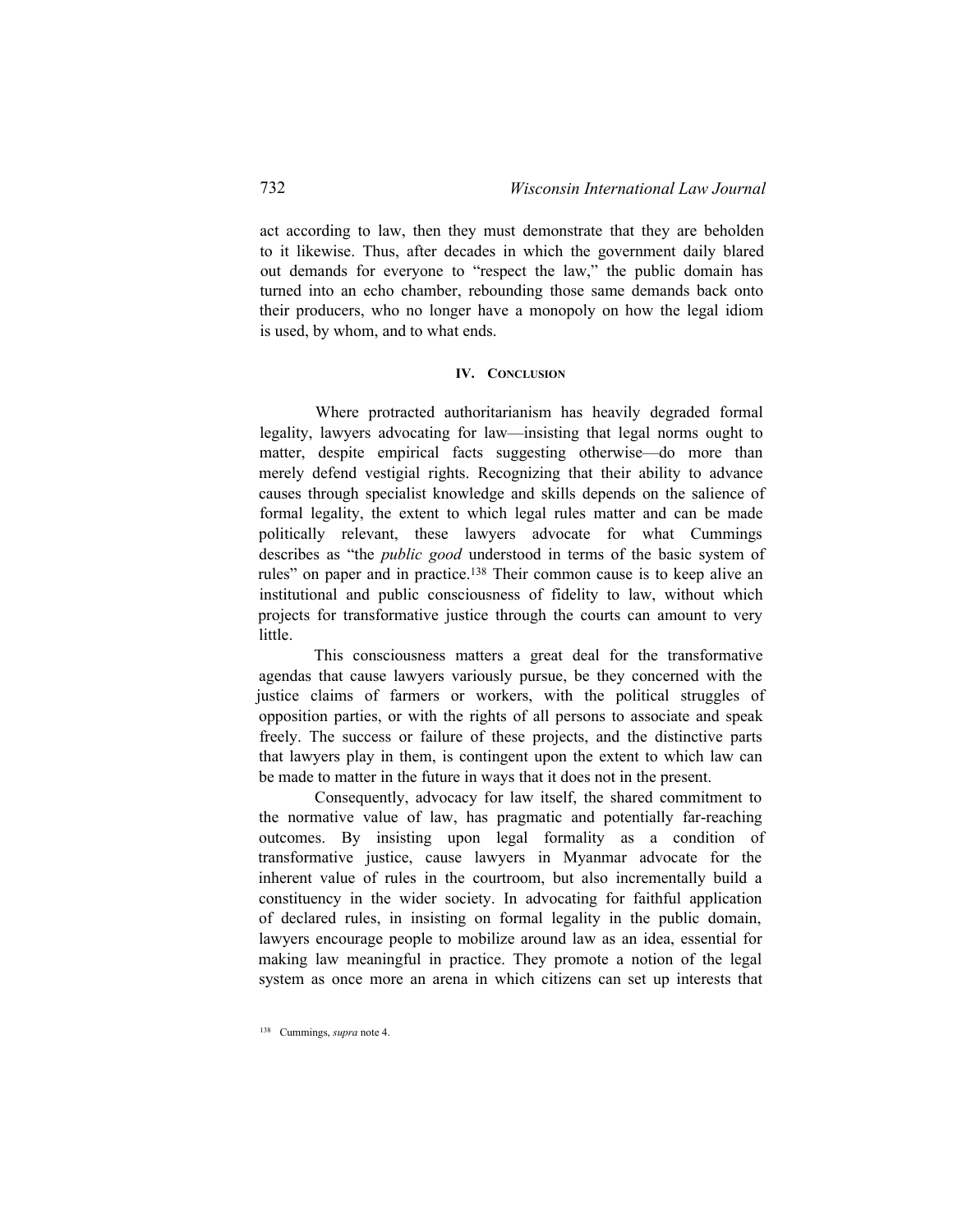act according to law, then they must demonstrate that they are beholden to it likewise. Thus, after decades in which the government daily blared out demands for everyone to "respect the law," the public domain has turned into an echo chamber, rebounding those same demands back onto their producers, who no longer have a monopoly on how the legal idiom is used, by whom, and to what ends.

## IV. Conclusion

Where protracted authoritarianism has heavily degraded formal legality, lawyers advocating for law—insisting that legal norms ought to matter, despite empirical facts suggesting otherwise—do more than merely defend vestigial rights. Recognizing that their ability to advance causes through specialist knowledge and skills depends on the salience of formal legality, the extent to which legal rules matter and can be made politically relevant, these lawyers advocate for what Cummings describes as "the *public good* understood in terms of the basic system of rules" on paper and in practice.[138] Their common cause is to keep alive an institutional and public consciousness of fidelity to law, without which projects for transformative justice through the courts can amount to very little.

This consciousness matters a great deal for the transformative agendas that cause lawyers variously pursue, be they concerned with the justice claims of farmers or workers, with the political struggles of opposition parties, or with the rights of all persons to associate and speak freely. The success or failure of these projects, and the distinctive parts that lawyers play in them, is contingent upon the extent to which law can be made to matter in the future in ways that it does not in the present.

Consequently, advocacy for law itself, the shared commitment to the normative value of law, has pragmatic and potentially far-reaching outcomes. By insisting upon legal formality as a condition of transformative justice, cause lawyers in Myanmar advocate for the inherent value of rules in the courtroom, but also incrementally build a constituency in the wider society. In advocating for faithful application of declared rules, in insisting on formal legality in the public domain, lawyers encourage people to mobilize around law as an idea, essential for making law meaningful in practice. They promote a notion of the legal system as once more an arena in which citizens can set up interests that

[138] Cummings, *supra* note 4.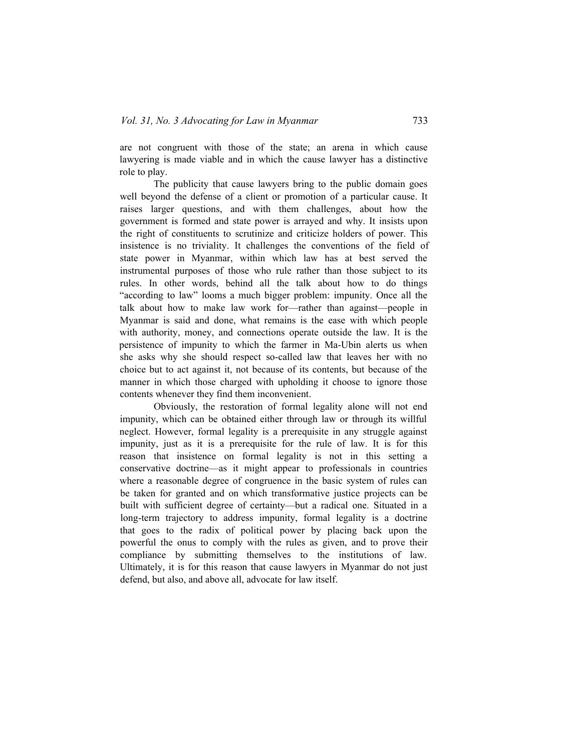are not congruent with those of the state; an arena in which cause lawyering is made viable and in which the cause lawyer has a distinctive role to play.

The publicity that cause lawyers bring to the public domain goes well beyond the defense of a client or promotion of a particular cause. It raises larger questions, and with them challenges, about how the government is formed and state power is arrayed and why. It insists upon the right of constituents to scrutinize and criticize holders of power. This insistence is no triviality. It challenges the conventions of the field of state power in Myanmar, within which law has at best served the instrumental purposes of those who rule rather than those subject to its rules. In other words, behind all the talk about how to do things "according to law" looms a much bigger problem: impunity. Once all the talk about how to make law work for—rather than against—people in Myanmar is said and done, what remains is the ease with which people with authority, money, and connections operate outside the law. It is the persistence of impunity to which the farmer in Ma-Ubin alerts us when she asks why she should respect so-called law that leaves her with no choice but to act against it, not because of its contents, but because of the manner in which those charged with upholding it choose to ignore those contents whenever they find them inconvenient.

Obviously, the restoration of formal legality alone will not end impunity, which can be obtained either through law or through its willful neglect. However, formal legality is a prerequisite in any struggle against impunity, just as it is a prerequisite for the rule of law. It is for this reason that insistence on formal legality is not in this setting a conservative doctrine—as it might appear to professionals in countries where a reasonable degree of congruence in the basic system of rules can be taken for granted and on which transformative justice projects can be built with sufficient degree of certainty—but a radical one. Situated in a long-term trajectory to address impunity, formal legality is a doctrine that goes to the radix of political power by placing back upon the powerful the onus to comply with the rules as given, and to prove their compliance by submitting themselves to the institutions of law. Ultimately, it is for this reason that cause lawyers in Myanmar do not just defend, but also, and above all, advocate for law itself.